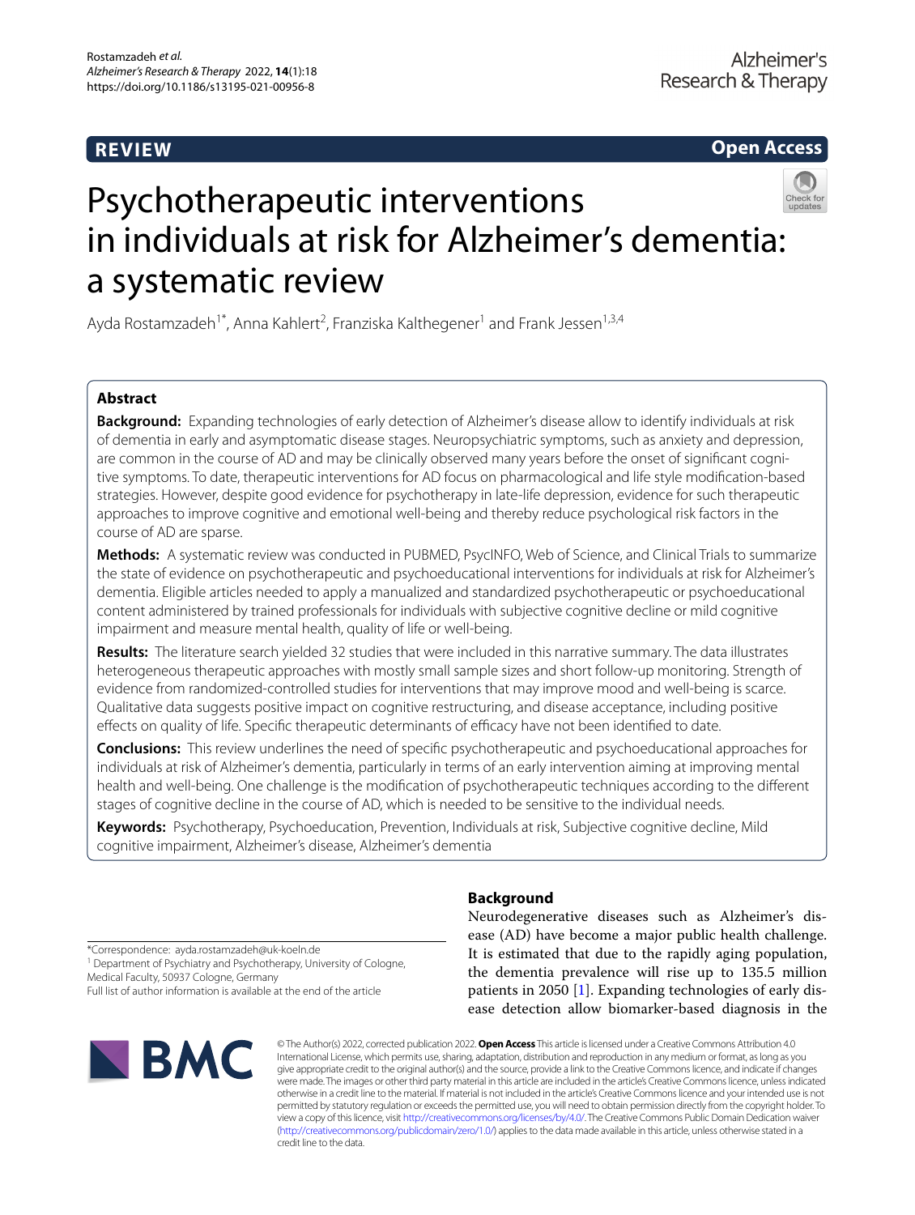REVIEW

Open Access

# Psychotherapeutic interventions in individuals at risk for Alzheimer's dementia: a systematic review

Ayda Rostamzadeh[1*], Anna Kahlert[2], Franziska Kalthegener[1] and Frank Jessen[1,3,4]

## Abstract

**Background:** Expanding technologies of early detection of Alzheimer's disease allow to identify individuals at risk of dementia in early and asymptomatic disease stages. Neuropsychiatric symptoms, such as anxiety and depression, are common in the course of AD and may be clinically observed many years before the onset of significant cognitive symptoms. To date, therapeutic interventions for AD focus on pharmacological and life style modification-based strategies. However, despite good evidence for psychotherapy in late-life depression, evidence for such therapeutic approaches to improve cognitive and emotional well-being and thereby reduce psychological risk factors in the course of AD are sparse.

**Methods:** A systematic review was conducted in PUBMED, PsycINFO, Web of Science, and Clinical Trials to summarize the state of evidence on psychotherapeutic and psychoeducational interventions for individuals at risk for Alzheimer's dementia. Eligible articles needed to apply a manualized and standardized psychotherapeutic or psychoeducational content administered by trained professionals for individuals with subjective cognitive decline or mild cognitive impairment and measure mental health, quality of life or well-being.

**Results:** The literature search yielded 32 studies that were included in this narrative summary. The data illustrates heterogeneous therapeutic approaches with mostly small sample sizes and short follow-up monitoring. Strength of evidence from randomized-controlled studies for interventions that may improve mood and well-being is scarce. Qualitative data suggests positive impact on cognitive restructuring, and disease acceptance, including positive effects on quality of life. Specific therapeutic determinants of efficacy have not been identified to date.

**Conclusions:** This review underlines the need of specific psychotherapeutic and psychoeducational approaches for individuals at risk of Alzheimer's dementia, particularly in terms of an early intervention aiming at improving mental health and well-being. One challenge is the modification of psychotherapeutic techniques according to the different stages of cognitive decline in the course of AD, which is needed to be sensitive to the individual needs.

**Keywords:** Psychotherapy, Psychoeducation, Prevention, Individuals at risk, Subjective cognitive decline, Mild cognitive impairment, Alzheimer's disease, Alzheimer's dementia

*Correspondence: ayda.rostamzadeh@uk-koeln.de
[1] Department of Psychiatry and Psychotherapy, University of Cologne, Medical Faculty, 50937 Cologne, Germany
Full list of author information is available at the end of the article

## Background

Neurodegenerative diseases such as Alzheimer's disease (AD) have become a major public health challenge. It is estimated that due to the rapidly aging population, the dementia prevalence will rise up to 135.5 million patients in 2050 [1]. Expanding technologies of early disease detection allow biomarker-based diagnosis in the

© The Author(s) 2022, corrected publication 2022. **Open Access** This article is licensed under a Creative Commons Attribution 4.0 International License, which permits use, sharing, adaptation, distribution and reproduction in any medium or format, as long as you give appropriate credit to the original author(s) and the source, provide a link to the Creative Commons licence, and indicate if changes were made. The images or other third party material in this article are included in the article's Creative Commons licence, unless indicated otherwise in a credit line to the material. If material is not included in the article's Creative Commons licence and your intended use is not permitted by statutory regulation or exceeds the permitted use, you will need to obtain permission directly from the copyright holder. To view a copy of this licence, visit http://creativecommons.org/licenses/by/4.0/. The Creative Commons Public Domain Dedication waiver (http://creativecommons.org/publicdomain/zero/1.0/) applies to the data made available in this article, unless otherwise stated in a credit line to the data.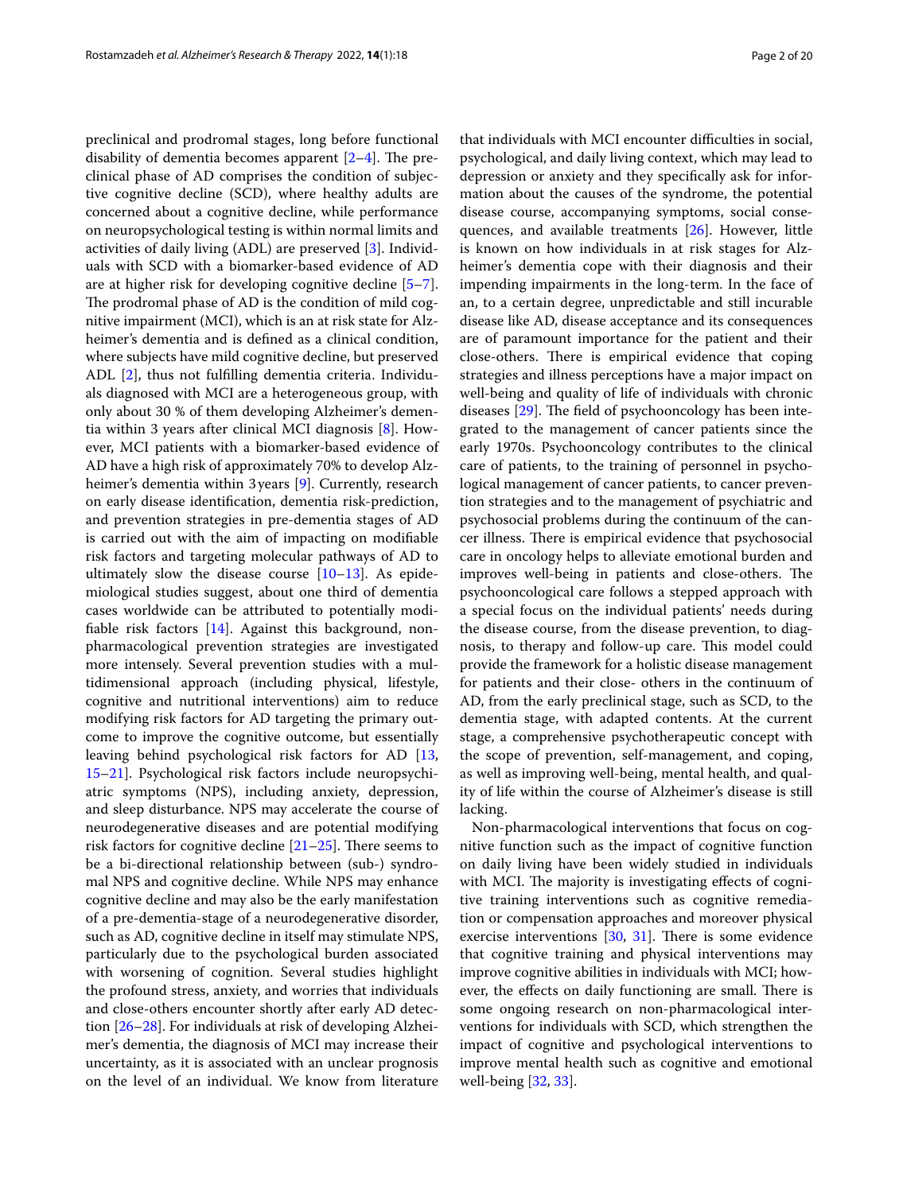preclinical and prodromal stages, long before functional disability of dementia becomes apparent [2–4]. The preclinical phase of AD comprises the condition of subjective cognitive decline (SCD), where healthy adults are concerned about a cognitive decline, while performance on neuropsychological testing is within normal limits and activities of daily living (ADL) are preserved [3]. Individuals with SCD with a biomarker-based evidence of AD are at higher risk for developing cognitive decline [5–7]. The prodromal phase of AD is the condition of mild cognitive impairment (MCI), which is an at risk state for Alzheimer's dementia and is defined as a clinical condition, where subjects have mild cognitive decline, but preserved ADL [2], thus not fulfilling dementia criteria. Individuals diagnosed with MCI are a heterogeneous group, with only about 30 % of them developing Alzheimer's dementia within 3 years after clinical MCI diagnosis [8]. However, MCI patients with a biomarker-based evidence of AD have a high risk of approximately 70% to develop Alzheimer's dementia within 3 years [9]. Currently, research on early disease identification, dementia risk-prediction, and prevention strategies in pre-dementia stages of AD is carried out with the aim of impacting on modifiable risk factors and targeting molecular pathways of AD to ultimately slow the disease course [10–13]. As epidemiological studies suggest, about one third of dementia cases worldwide can be attributed to potentially modifiable risk factors [14]. Against this background, non-pharmacological prevention strategies are investigated more intensely. Several prevention studies with a multidimensional approach (including physical, lifestyle, cognitive and nutritional interventions) aim to reduce modifying risk factors for AD targeting the primary outcome to improve the cognitive outcome, but essentially leaving behind psychological risk factors for AD [13, 15–21]. Psychological risk factors include neuropsychiatric symptoms (NPS), including anxiety, depression, and sleep disturbance. NPS may accelerate the course of neurodegenerative diseases and are potential modifying risk factors for cognitive decline [21–25]. There seems to be a bi-directional relationship between (sub-) syndromal NPS and cognitive decline. While NPS may enhance cognitive decline and may also be the early manifestation of a pre-dementia-stage of a neurodegenerative disorder, such as AD, cognitive decline in itself may stimulate NPS, particularly due to the psychological burden associated with worsening of cognition. Several studies highlight the profound stress, anxiety, and worries that individuals and close-others encounter shortly after early AD detection [26–28]. For individuals at risk of developing Alzheimer's dementia, the diagnosis of MCI may increase their uncertainty, as it is associated with an unclear prognosis on the level of an individual. We know from literature that individuals with MCI encounter difficulties in social, psychological, and daily living context, which may lead to depression or anxiety and they specifically ask for information about the causes of the syndrome, the potential disease course, accompanying symptoms, social consequences, and available treatments [26]. However, little is known on how individuals in at risk stages for Alzheimer's dementia cope with their diagnosis and their impending impairments in the long-term. In the face of an, to a certain degree, unpredictable and still incurable disease like AD, disease acceptance and its consequences are of paramount importance for the patient and their close-others. There is empirical evidence that coping strategies and illness perceptions have a major impact on well-being and quality of life of individuals with chronic diseases [29]. The field of psychooncology has been integrated to the management of cancer patients since the early 1970s. Psychooncology contributes to the clinical care of patients, to the training of personnel in psychological management of cancer patients, to cancer prevention strategies and to the management of psychiatric and psychosocial problems during the continuum of the cancer illness. There is empirical evidence that psychosocial care in oncology helps to alleviate emotional burden and improves well-being in patients and close-others. The psychooncological care follows a stepped approach with a special focus on the individual patients' needs during the disease course, from the disease prevention, to diagnosis, to therapy and follow-up care. This model could provide the framework for a holistic disease management for patients and their close- others in the continuum of AD, from the early preclinical stage, such as SCD, to the dementia stage, with adapted contents. At the current stage, a comprehensive psychotherapeutic concept with the scope of prevention, self-management, and coping, as well as improving well-being, mental health, and quality of life within the course of Alzheimer's disease is still lacking.

Non-pharmacological interventions that focus on cognitive function such as the impact of cognitive function on daily living have been widely studied in individuals with MCI. The majority is investigating effects of cognitive training interventions such as cognitive remediation or compensation approaches and moreover physical exercise interventions [30, 31]. There is some evidence that cognitive training and physical interventions may improve cognitive abilities in individuals with MCI; however, the effects on daily functioning are small. There is some ongoing research on non-pharmacological interventions for individuals with SCD, which strengthen the impact of cognitive and psychological interventions to improve mental health such as cognitive and emotional well-being [32, 33].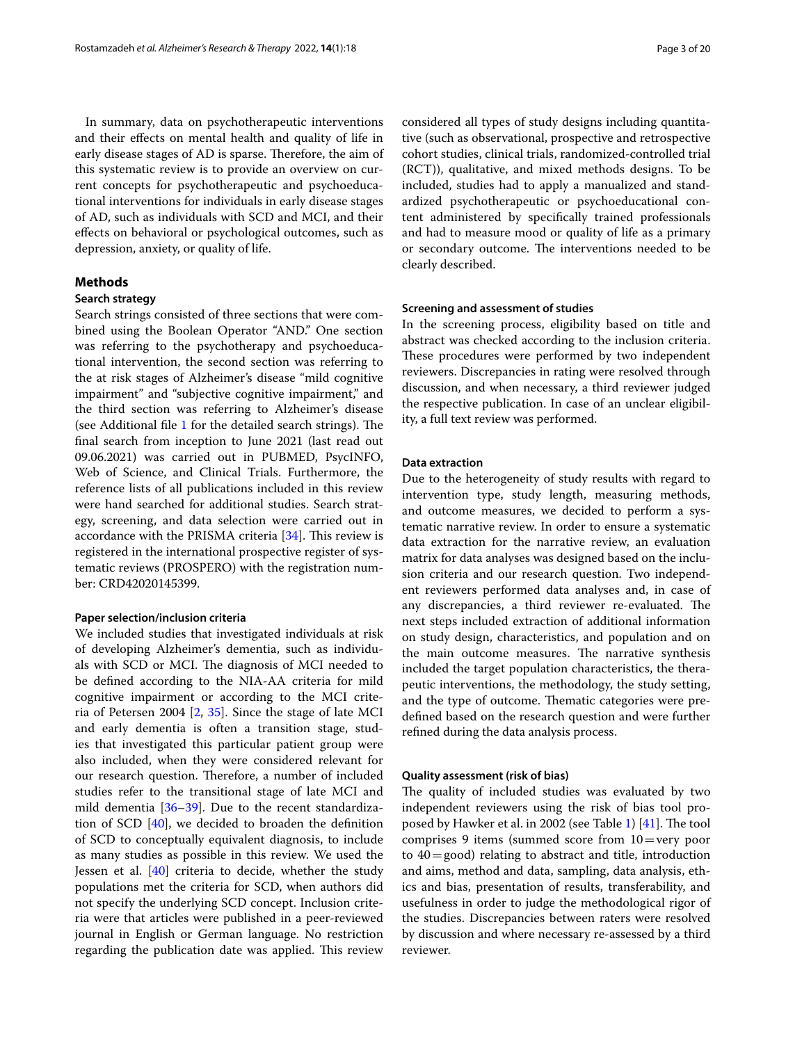In summary, data on psychotherapeutic interventions and their effects on mental health and quality of life in early disease stages of AD is sparse. Therefore, the aim of this systematic review is to provide an overview on current concepts for psychotherapeutic and psychoeducational interventions for individuals in early disease stages of AD, such as individuals with SCD and MCI, and their effects on behavioral or psychological outcomes, such as depression, anxiety, or quality of life.

## Methods

### Search strategy

Search strings consisted of three sections that were combined using the Boolean Operator "AND." One section was referring to the psychotherapy and psychoeducational intervention, the second section was referring to the at risk stages of Alzheimer's disease "mild cognitive impairment" and "subjective cognitive impairment," and the third section was referring to Alzheimer's disease (see Additional file 1 for the detailed search strings). The final search from inception to June 2021 (last read out 09.06.2021) was carried out in PUBMED, PsycINFO, Web of Science, and Clinical Trials. Furthermore, the reference lists of all publications included in this review were hand searched for additional studies. Search strategy, screening, and data selection were carried out in accordance with the PRISMA criteria [34]. This review is registered in the international prospective register of systematic reviews (PROSPERO) with the registration number: CRD42020145399.

#### Paper selection/inclusion criteria

We included studies that investigated individuals at risk of developing Alzheimer's dementia, such as individuals with SCD or MCI. The diagnosis of MCI needed to be defined according to the NIA-AA criteria for mild cognitive impairment or according to the MCI criteria of Petersen 2004 [2, 35]. Since the stage of late MCI and early dementia is often a transition stage, studies that investigated this particular patient group were also included, when they were considered relevant for our research question. Therefore, a number of included studies refer to the transitional stage of late MCI and mild dementia [36–39]. Due to the recent standardization of SCD [40], we decided to broaden the definition of SCD to conceptually equivalent diagnosis, to include as many studies as possible in this review. We used the Jessen et al. [40] criteria to decide, whether the study populations met the criteria for SCD, when authors did not specify the underlying SCD concept. Inclusion criteria were that articles were published in a peer-reviewed journal in English or German language. No restriction regarding the publication date was applied. This review considered all types of study designs including quantitative (such as observational, prospective and retrospective cohort studies, clinical trials, randomized-controlled trial (RCT)), qualitative, and mixed methods designs. To be included, studies had to apply a manualized and standardized psychotherapeutic or psychoeducational content administered by specifically trained professionals and had to measure mood or quality of life as a primary or secondary outcome. The interventions needed to be clearly described.

#### Screening and assessment of studies

In the screening process, eligibility based on title and abstract was checked according to the inclusion criteria. These procedures were performed by two independent reviewers. Discrepancies in rating were resolved through discussion, and when necessary, a third reviewer judged the respective publication. In case of an unclear eligibility, a full text review was performed.

#### Data extraction

Due to the heterogeneity of study results with regard to intervention type, study length, measuring methods, and outcome measures, we decided to perform a systematic narrative review. In order to ensure a systematic data extraction for the narrative review, an evaluation matrix for data analyses was designed based on the inclusion criteria and our research question. Two independent reviewers performed data analyses and, in case of any discrepancies, a third reviewer re-evaluated. The next steps included extraction of additional information on study design, characteristics, and population and on the main outcome measures. The narrative synthesis included the target population characteristics, the therapeutic interventions, the methodology, the study setting, and the type of outcome. Thematic categories were predefined based on the research question and were further refined during the data analysis process.

#### Quality assessment (risk of bias)

The quality of included studies was evaluated by two independent reviewers using the risk of bias tool proposed by Hawker et al. in 2002 (see Table 1) [41]. The tool comprises 9 items (summed score from 10 = very poor to 40 = good) relating to abstract and title, introduction and aims, method and data, sampling, data analysis, ethics and bias, presentation of results, transferability, and usefulness in order to judge the methodological rigor of the studies. Discrepancies between raters were resolved by discussion and where necessary re-assessed by a third reviewer.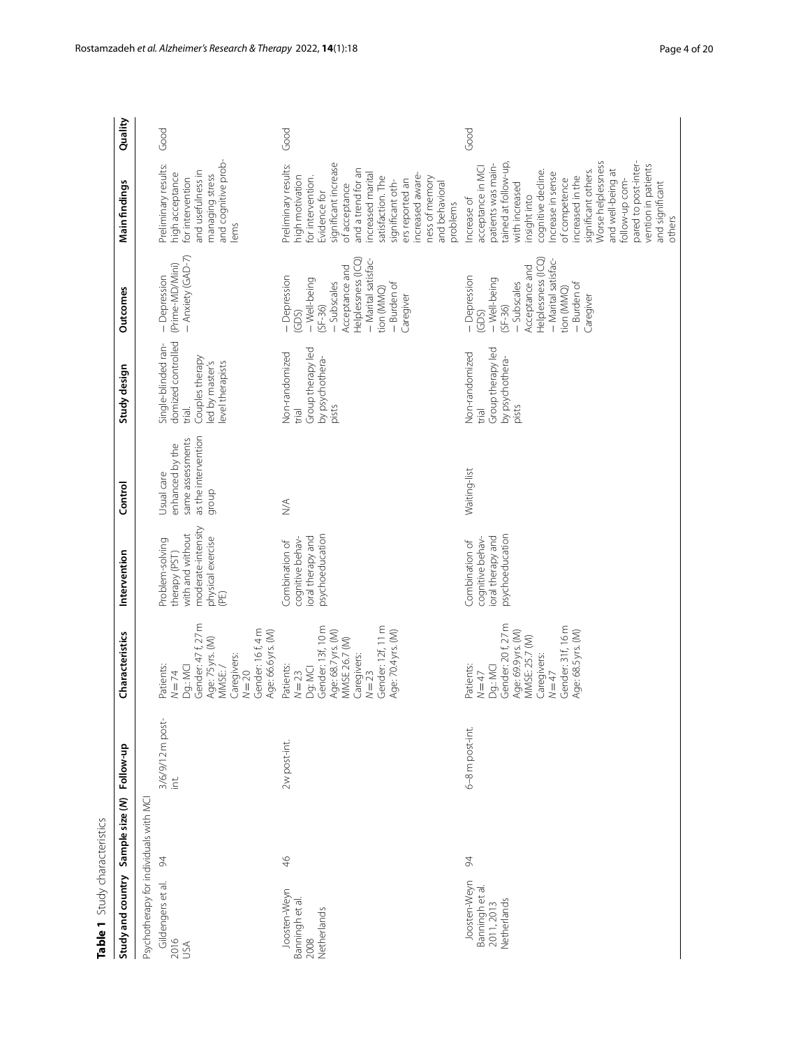**Table 1** Study characteristics

| Study and country | Sample size (N) | Follow-up | Characteristics | Intervention | Control | Study design | Outcomes | Main findings | Quality |
|---|---|---|---|---|---|---|---|---|---|
| Psychotherapy for individuals with MCI | | | | | | | | | |
| Gildengers et al. 2016 USA | 94 | 3/6/9/12 m post-int. | Patients: $N = 74$ Dg.: MCI Gender: 47 f, 27 m Age: 75 yrs. (M) MMSE: / Caregivers: $N = 20$ Gender: 16 f, 4 m Age: 66.6 yrs. (M) | Problem-solving therapy (PST) with and without moderate-intensity physical exercise (PE) | Usual care enhanced by the same assessments as the intervention group | Single-blinded randomized controlled trial. Couples therapy led by master's level therapists | – Depression (Prime-MD/Mini) – Anxiety (GAD-7) | Preliminary results: high acceptance for intervention and usefulness in managing stress and cognitive problems | Good |
| Joosten-Weyn Banningh et al. 2008 Netherlands | 46 | 2w post-int. | Patients: $N = 23$ Dg: MCI Gender: 13f, 10 m Age: 68.7 yrs. (M) MMSE 26.7 (M) Caregivers: $N = 23$ Gender: 12f, 11 m Age: 70.4 yrs. (M) | Combination of cognitive behavioral therapy and psychoeducation | N/A | Non-randomized trial Group therapy led by psychotherapists | – Depression (GDS) – Well-being (SF-36) – Subscales Acceptance and Helplessness (ICQ) – Marital satisfaction (MMQ) – Burden of Caregiver | Preliminary results: high motivation for intervention. Evidence for significant increase of acceptance and a trend for an increased marital satisfaction. The significant others reported an increased awareness of memory and behavioral problems | Good |
| Joosten-Weyn Banningh et al. 2011, 2013 Netherlands | 94 | 6–8 m post-int. | Patients: $N = 47$ Dg.: MCI Gender: 20 f, 27 m Age: 69.9 yrs. (M) MMSE: 25.7 (M) Caregivers: $N = 47$ Gender: 31f, 16 m Age: 68.5 yrs. (M) | Combination of cognitive behavioral therapy and psychoeducation | Waiting-list | Non-randomized trial Group therapy led by psychotherapists | – Depression (GDS) – Well-being (SF-36) – Subscales Acceptance and Helplessness (ICQ) – Marital satisfaction (MMQ) – Burden of Caregiver | Increase of acceptance in MCI patients was maintained at follow-up, with increased insight into cognitive decline. Increase in sense of competence increased in the significant others. Worse helplessness and well-being at follow-up compared to post-intervention in patients and significant others | Good |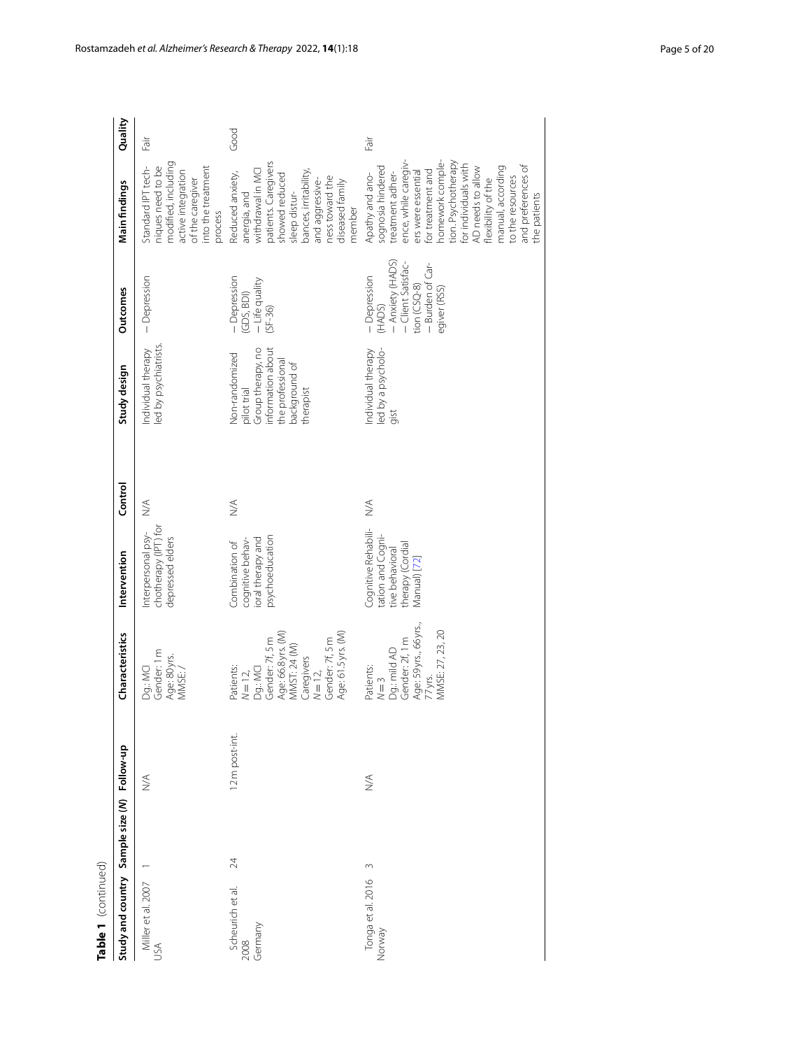**Table 1** (continued)

| Study and country | Sample size (N) | Follow-up | Characteristics | Intervention | Control | Study design | Outcomes | Main findings | Quality |
|---|---|---|---|---|---|---|---|---|---|
| Miller et al. 2007 USA | 1 | N/A | Dg.: MCI Gender: 1 m Age: 80 yrs. MMSE: / | Interpersonal psychotherapy (IPT) for depressed elders | N/A | Individual therapy led by psychiatrists. | – Depression | Standard IPT techniques need to be modified, including active integration of the caregiver into the treatment process | Fair |
| Scheurich et al. 2008 Germany | 24 | 12 m post-int. | Patients: $N = 12$, Dg.: MCI Gender: 7f, 5 m Age: 66.8 yrs. (M) MMST: 24 (M) Caregivers $N = 12$, Gender: 7f, 5 m Age: 61.5 yrs. (M) | Combination of cognitive behavioral therapy and psychoeducation | N/A | Non-randomized pilot trial Group therapy, no information about the professional background of therapist | – Depression (GDS, BDI) – Life quality (SF-36) | Reduced anxiety, anergia, and withdrawal in MCI patients. Caregivers showed reduced sleep disturbances, irritability, and aggressiveness toward the diseased family member | Good |
| Tonga et al. 2016 Norway | 3 | N/A | Patients: $N = 3$ Dg.: mild AD Gender: 2f, 1 m Age: 59 yrs., 66 yrs., 77 yrs. MMSE: 27, 23, 20 | Cognitive Rehabilitation and Cognitive behavioral therapy (Cordial Manual) [72] | N/A | Individual therapy led by a psychologist | – Depression (HADS) – Anxiety (HADS) – Client Satisfaction (CSQ-8) – Burden of Caregiver (RSS) | Apathy and anosognosia hindered treatment adherence, while caregivers were essential for treatment and homework completion. Psychotherapy for individuals with AD needs to allow flexibility of the manual, according to the resources and preferences of the patients | Fair |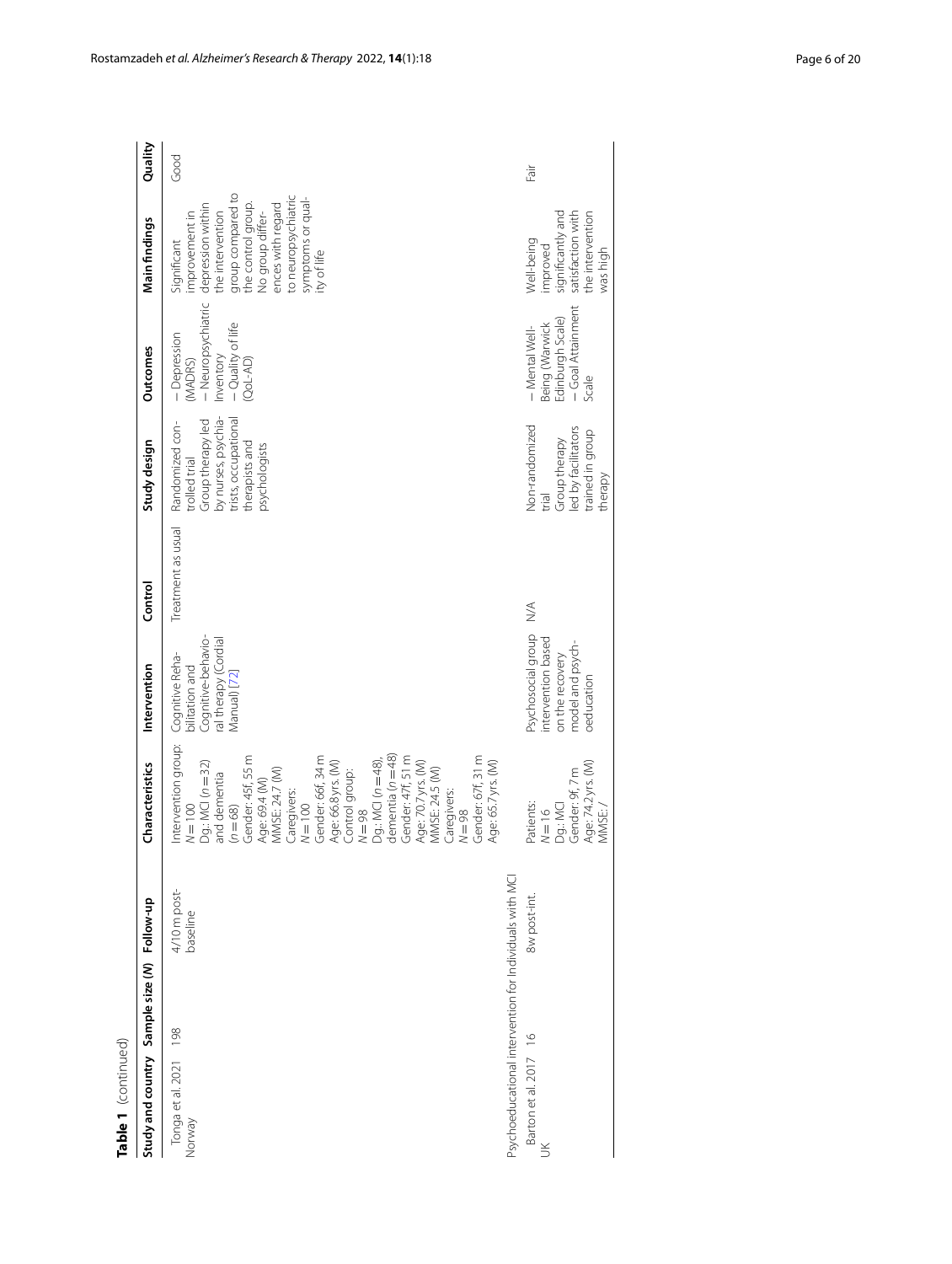**Table 1** (continued)

| Study and country | Sample size (N) | Follow-up | Characteristics | Intervention | Control | Study design | Outcomes | Main findings | Quality |
|---|---|---|---|---|---|---|---|---|---|
| Tonga et al. 2021 Norway | 198 | 4/10 m post-baseline | Intervention group: $N = 100$ Dg.: MCI ($n = 32$) and dementia ($n = 68$) Gender: 45f, 55 m Age: 69.4 (M) MMSE: 24.7 (M) Caregivers: $N = 100$ Gender: 66f, 34 m Age: 66.8 yrs. (M) Control group: $N = 98$ Dg.: MCI ($n = 48$), dementia ($n = 48$) Gender: 47f, 51 m Age: 70.7 yrs. (M) MMSE: 24.5 (M) Caregivers: $N = 98$ Gender: 67f, 31 m Age: 65.7 yrs. (M) | Cognitive Rehabilitation and Cognitive-behavioral therapy (Cordial Manual) [72] | Treatment as usual | Randomized controlled trial Group therapy led by nurses, psychiatrists, occupational therapists and psychologists | – Depression (MADRS) – Neuropsychiatric Inventory – Quality of life (QoL-AD) | Significant improvement in depression within the intervention group compared to the control group. No group differences with regard to neuropsychiatric symptoms or quality of life | Good |
| Psychoeducational intervention for individuals with MCI | | | | | | | | | |
| Barton et al. 2017 UK | 16 | 8w post-int. | Patients: $N = 16$ Dg.: MCI Gender: 9f, 7 m Age: 74.2 yrs. (M) MMSE: / | Psychosocial group intervention based on the recovery model and psychoeducation | N/A | Non-randomized trial Group therapy led by facilitators trained in group therapy | – Mental Well-Being (Warwick Edinburgh Scale) – Goal Attainment Scale | Well-being improved significantly and satisfaction with the intervention was high | Fair |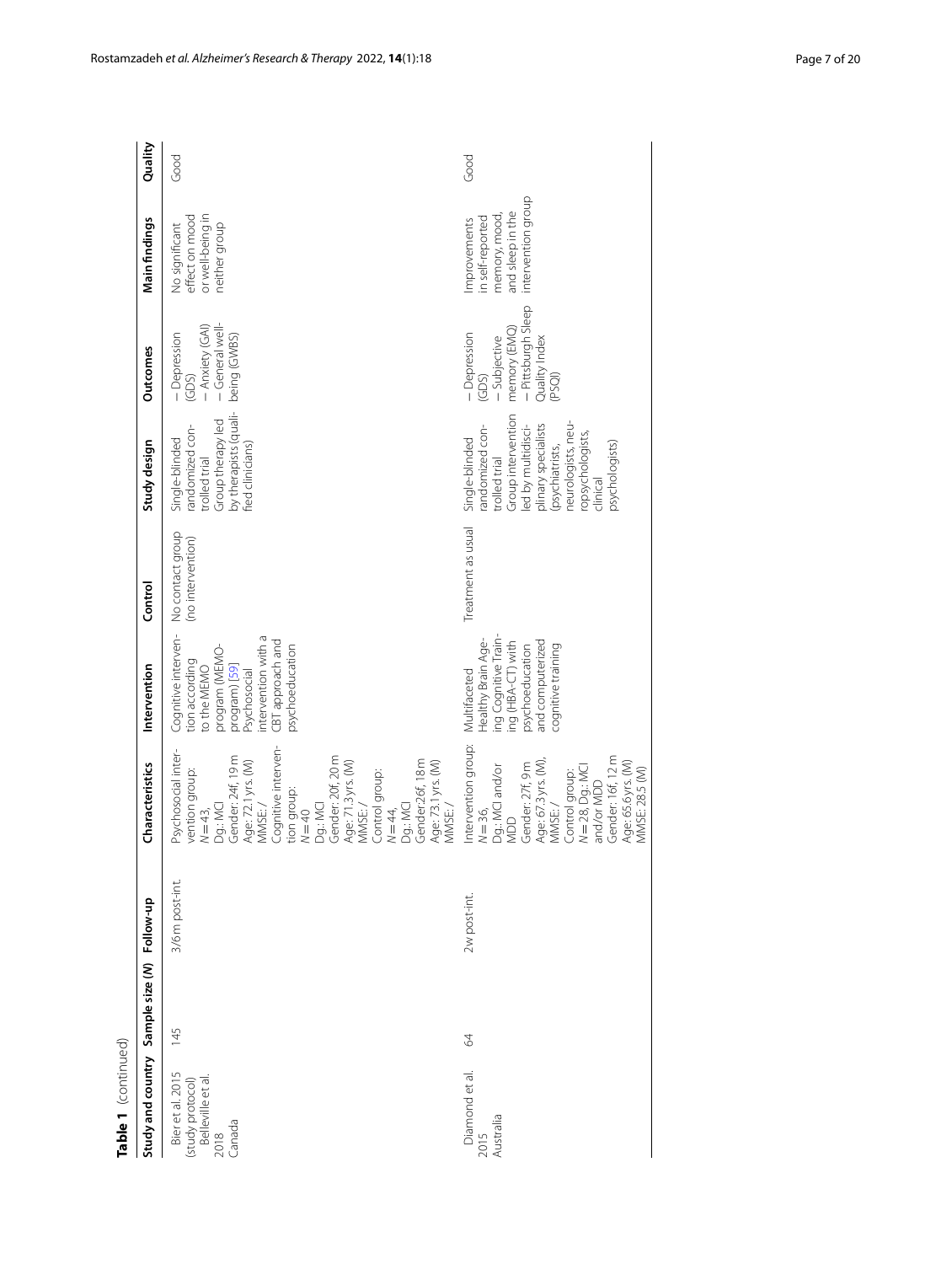**Table 1** (continued)

| Study and country | Sample size (N) | Follow-up | Characteristics | Intervention | Control | Study design | Outcomes | Main findings | Quality |
|---|---|---|---|---|---|---|---|---|---|
| Bier et al. 2015 (study protocol) Belleville et al. 2018 Canada | 145 | 3/6 m post-int. | Psychosocial intervention group: $N = 43$, Dg.: MCI Gender: 24f, 19 m Age: 72.1 yrs. (M) MMSE: / Cognitive intervention group: $N = 40$ Dg.: MCI Gender: 20f, 20 m Age: 71.3 yrs. (M) MMSE: / Control group: $N = 44$, Dg.: MCI Gender:26f, 18 m Age: 73.1 yrs. (M) MMSE: / | Cognitive intervention according to the MEMO program (MEMO-program) [59] Psychosocial intervention with a CBT approach and psychoeducation | No contact group (no intervention) | Single-blinded randomized controlled trial Group therapy led by therapists (qualified clinicians) | – Depression (GDS) – Anxiety (GAI) – General well-being (GWBS) | No significant effect on mood or well-being in neither group | Good |
| Diamond et al. 2015 Australia | 64 | 2w post-int. | Intervention group: $N = 36$, Dg.: MCI and/or MDD Gender: 27f, 9 m Age: 67.3 yrs. (M), MMSE: / Control group: $N = 28$, Dg.: MCI and/or MDD Gender: 16f, 12 m Age: 65.6 yrs. (M) MMSE: 28.5 (M) | Multifaceted Healthy Brain Ageing Cognitive Training (HBA-CT) with psychoeducation and computerized cognitive training | Treatment as usual | Single-blinded randomized controlled trial Group intervention led by multidisciplinary specialists (psychiatrists, neurologists, neuropsychologists, clinical psychologists) | – Depression (GDS) – Subjective memory (EMQ) – Pittsburgh Sleep Quality Index (PSQI) | Improvements in self-reported memory, mood, and sleep in the intervention group | Good |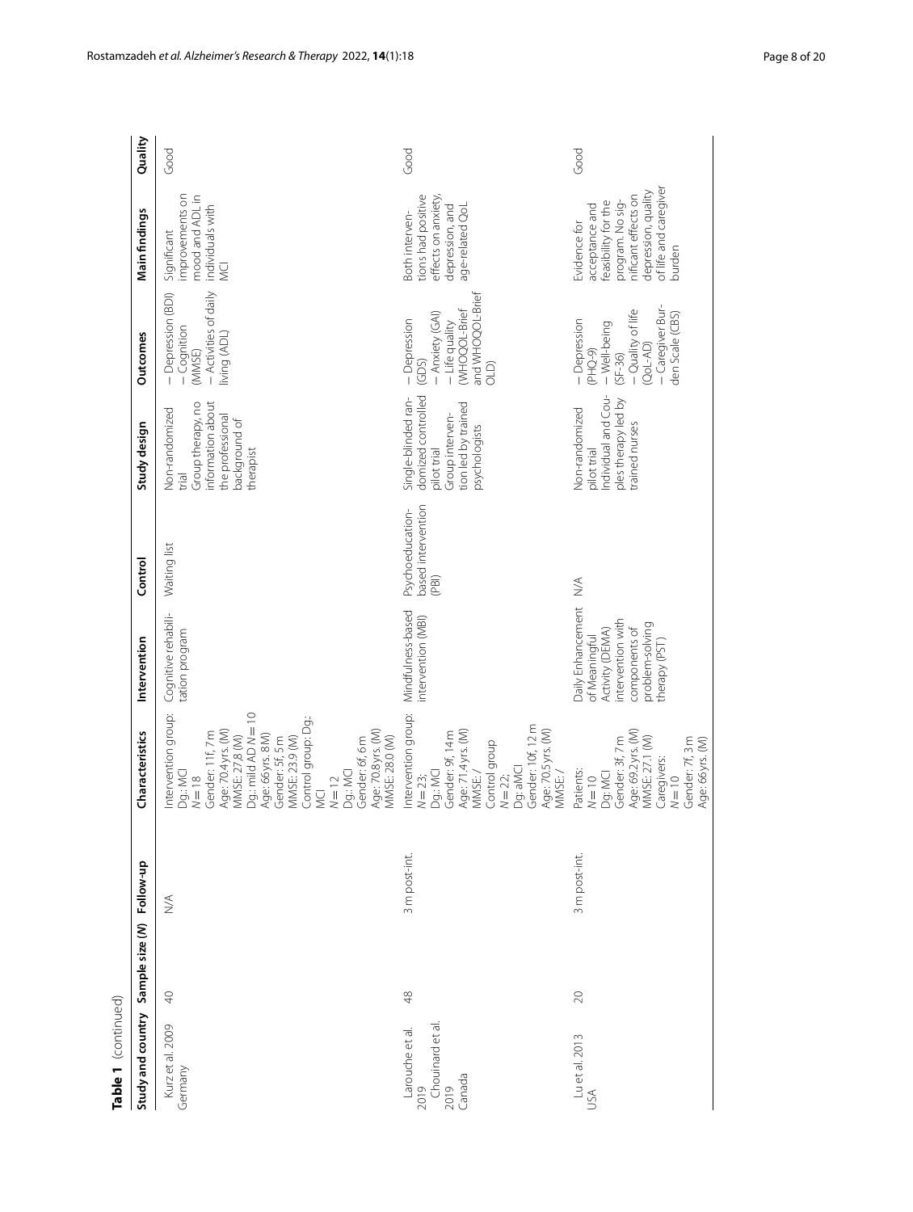**Table 1** (continued)

| Study and country | Sample size (N) | Follow-up | Characteristics | Intervention | Control | Study design | Outcomes | Main findings | Quality |
|---|---|---|---|---|---|---|---|---|---|
| Kurz et al. 2009 Germany | 40 | N/A | Intervention group: Dg.: MCI $N=18$ Gender: 11f, 7m Age: 70.4 yrs. (M) MMSE: 27.8 (M) Dg.: mild AD $N=10$ Age: 66 yrs. 8 (M) Gender: 5f, 5m MMSE: 23.9 (M) Control group: Dg.: MCI $N=12$ Dg.: MCI Gender: 6f, 6m Age: 70.8 yrs. (M) MMSE: 28.0 (M) | Cognitive rehabilitation program | Waiting list | Non-randomized trial Group therapy, no information about the professional background of therapist | – Depression (BDI) – Cognition (MMSE) – Activities of daily living (ADL) | Significant improvements on mood and ADL in individuals with MCI | Good |
| Larouche et al. 2019 Chouinard et al. 2019 Canada | 48 | 3 m post-int. | Intervention group: $N=23$; Dg.: MCI Gender: 9f, 14m Age: 71.4 yrs. (M) MMSE: / Control group $N=22$; Dg: aMCI Gender: 10f, 12m Age: 70.5 yrs. (M) MMSE: / | Mindfulness-based intervention (MBI) | Psychoeducation-based intervention (PBI) | Single-blinded randomized controlled pilot trial Group intervention led by trained psychologists | – Depression (GDS) – Anxiety (GAI) – Life quality (WHOQOL-Brief and WHOQOL-Brief OLD) | Both interventions had positive effects on anxiety, depression, and age-related QoL | Good |
| Lu et al. 2013 USA | 20 | 3 m post-int. | Patients: $N=10$ Dg: MCI Gender: 3f, 7m Age: 69.2 yrs. (M) MMSE: 27.1 (M) Caregivers: $N=10$ Gender: 7f, 3m Age: 66 yrs. (M) | Daily Enhancement of Meaningful Activity (DEMA) intervention with components of problem-solving therapy (PST) | N/A | Non-randomized pilot trial Individual and Couples therapy led by trained nurses | – Depression (PHQ-9) – Well-being (SF-36) – Quality of life (QoL-AD) – Caregiver Burden Scale (CBS) | Evidence for acceptance and feasibility for the program. No significant effects on depression, quality of life and caregiver burden | Good |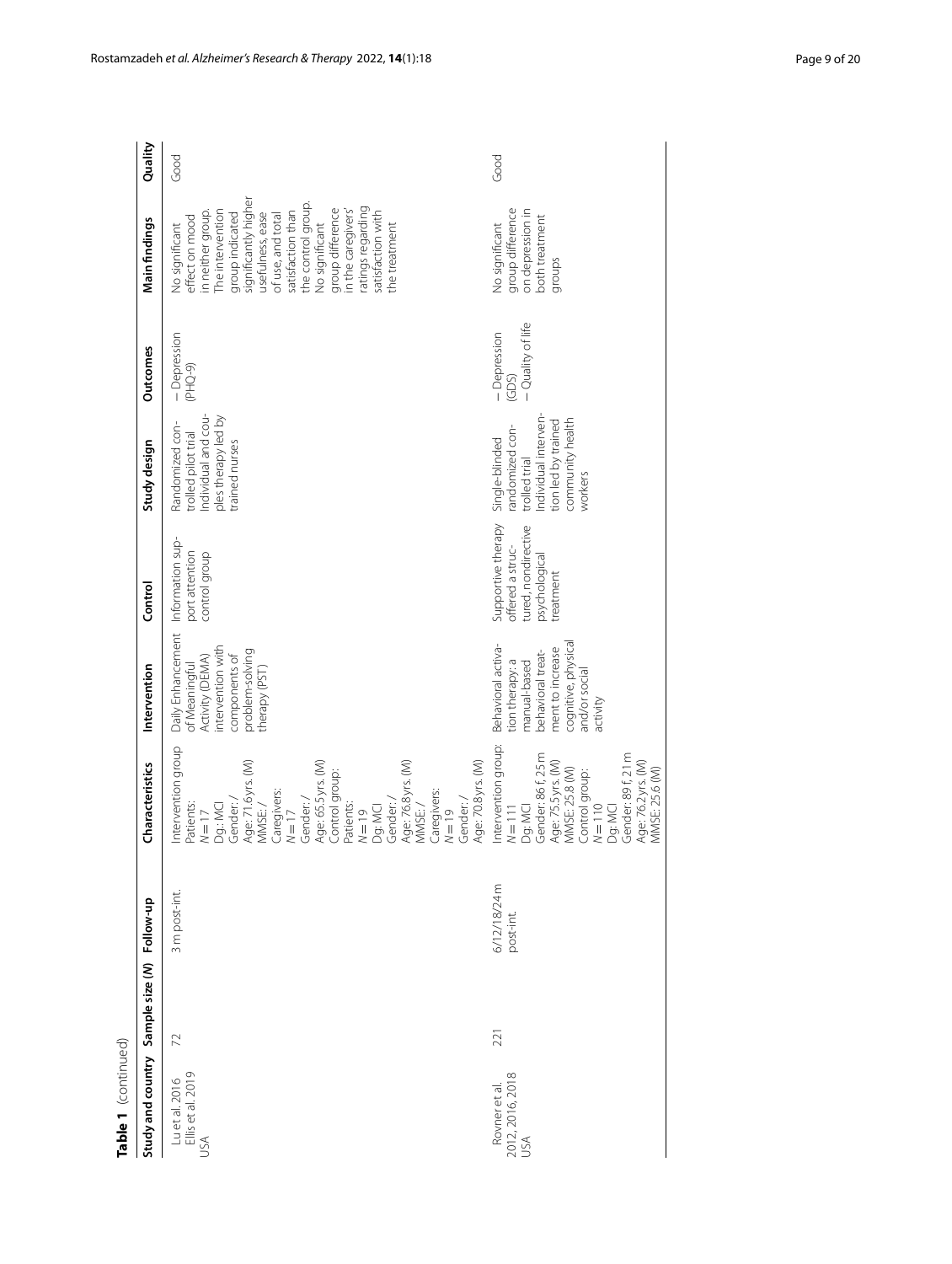**Table 1** (continued)

| Study and country | Sample size (N) | Follow-up | Characteristics | Intervention | Control | Study design | Outcomes | Main findings | Quality |
|---|---|---|---|---|---|---|---|---|---|
| Lu et al. 2016<br>Ellis et al. 2019<br>USA | 72 | 3 m post-int. | Intervention group<br>Patients:<br>*N* = 17<br>Dg.: MCI<br>Gender: /<br>Age: 71.6 yrs. (M)<br>MMSE: /<br>Caregivers:<br>*N* = 17<br>Gender: /<br>Age: 65.5 yrs. (M)<br>Control group:<br>Patients:<br>*N* = 19<br>Dg.: MCI<br>Gender: /<br>Age: 76.8 yrs. (M)<br>MMSE: /<br>Caregivers:<br>*N* = 19<br>Gender: /<br>Age: 70.8 yrs. (M) | Daily Enhancement of Meaningful Activity (DEMA) intervention with components of problem-solving therapy (PST) | Information support attention control group | Randomized controlled pilot trial<br>Individual and couples therapy led by trained nurses | – Depression (PHQ-9) | No significant effect on mood in neither group. The intervention group indicated significantly higher usefulness, ease of use, and total satisfaction than the control group. No significant group difference in the caregivers' ratings regarding satisfaction with the treatment | Good |
| Rovner et al. 2012, 2016, 2018<br>USA | 221 | 6/12/18/24 m post-int. | Intervention group:<br>*N* = 111<br>Dg.: MCI<br>Gender: 86 f, 25 m<br>Age: 75.5 yrs. (M)<br>MMSE: 25.8 (M)<br>Control group:<br>*N* = 110<br>Dg.: MCI<br>Gender: 89 f, 21 m<br>Age: 76.2 yrs. (M)<br>MMSE: 25.6 (M) | Behavioral activation therapy: a manual-based behavioral treatment to increase cognitive, physical and/or social activity | Supportive therapy offered a structured, nondirective psychological treatment | Single-blinded randomized controlled trial<br>Individual intervention led by trained community health workers | – Depression (GDS)<br>– Quality of life | No significant group difference on depression in both treatment groups | Good |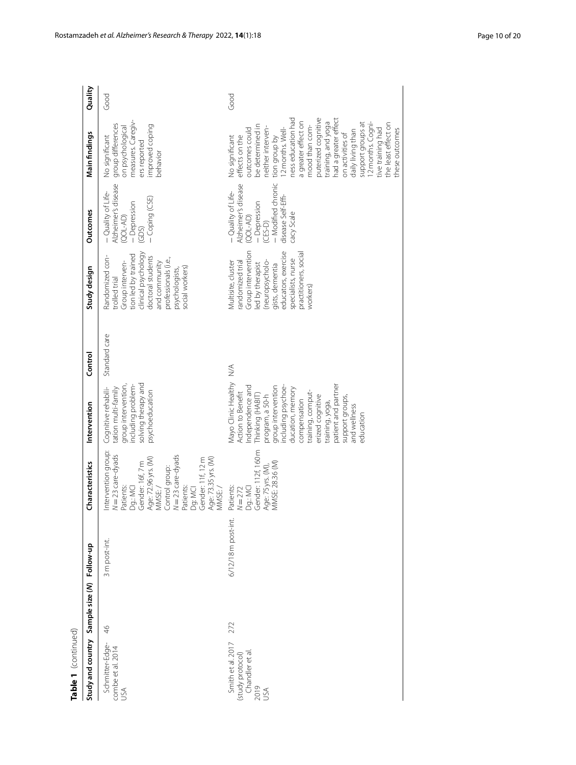**Table 1** (continued)

| Study and country | Sample size (N) | Follow-up | Characteristics | Intervention | Control | Study design | Outcomes | Main findings | Quality |
|---|---|---|---|---|---|---|---|---|---|
| Schmitter-Edgecombe et al. 2014 USA | 46 | 3 m post-int. | Intervention group: *N* = 23 care-dyads Patients: Dg.: MCI Gender: 16f, 7 m Age: 72.96 yrs. (M) MMSE: / Control group: *N* = 23 care-dyads Patients: Dg.: MCI Gender: 11f, 12 m Age: 73.35 yrs. (M) MMSE: / | Cognitive rehabilitation multi-family group intervention, including problem-solving therapy and psychoeducation | Standard care | Randomized controlled trial Group intervention led by trained clinical psychology doctoral students and community professionals (i.e., psychologists, social workers) | – Quality of Life-Alzheimer's disease (QOL-AD) – Depression (GDS) – Coping (CSE) | No significant group differences on psychological measures. Caregivers reported improved coping behavior | Good |
| Smith et al. 2017 (study protocol) Chandler et al. 2019 USA | 272 | 6/12/18 m post-int. | Patients: *N* = 272 Dg.: MCI Gender: 112f, 160 m Age: 75 yrs. (M), MMSE: 28.36 (M) | Mayo Clinic Healthy Action to Benefit Independence and Thinking (HABIT) program, a 50-h group intervention including psychoeducation, memory compensation training, computerized cognitive training, yoga, patient and partner support groups, and wellness education | N/A | Multisite, cluster randomized trial Group intervention led by therapist (neuropsychologists, dementia educators, exercise specialists, nurse practitioners, social workers) | – Quality of Life-Alzheimer's disease (QOL-AD) – Depression (CES-D) – Modified chronic disease Self-Efficacy Scale | No significant effects on the outcomes could be determined in neither intervention group by 12 months. Wellness education had a greater effect on mood than computerized cognitive training, and yoga had a greater effect on activities of daily living than support groups at 12 months. Cognitive training had the least effect on these outcomes | Good |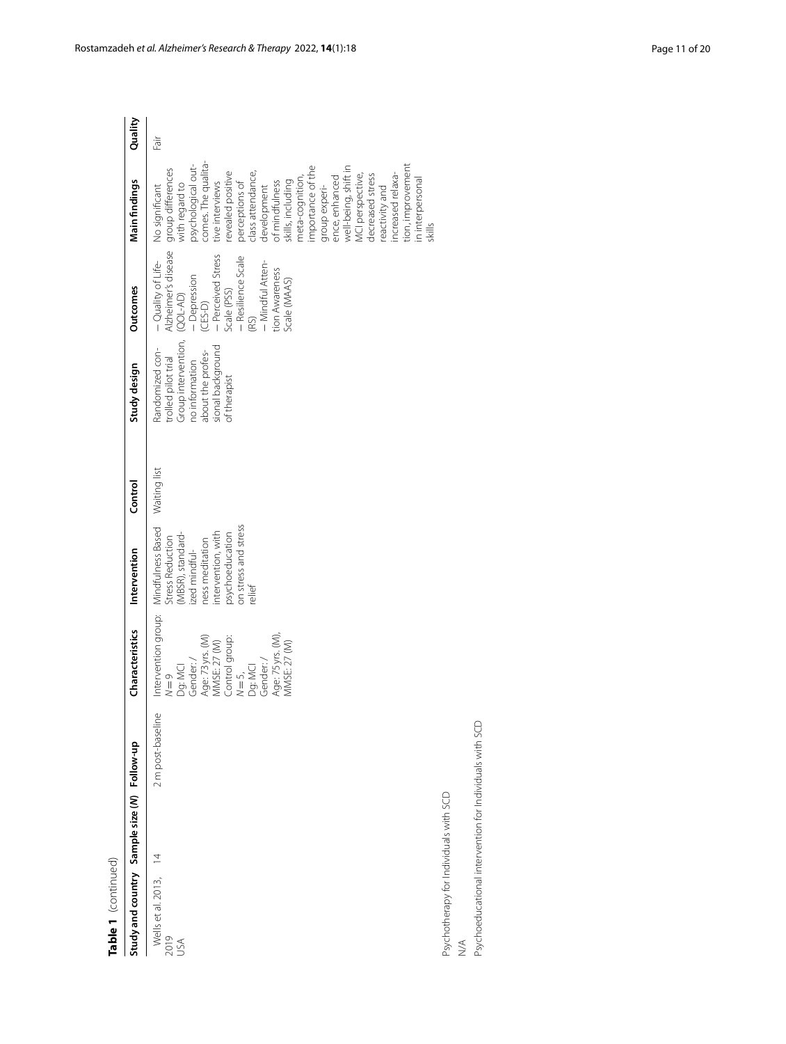**Table 1** (continued)

| Study and country | Sample size (N) | Follow-up | Characteristics | Intervention | Control | Study design | Outcomes | Main findings | Quality |
|---|---|---|---|---|---|---|---|---|---|
| Wells et al. 2013, 2019 USA | 14 | 2 m post-baseline | Intervention group: N = 9, Dg: MCI Gender: / Age: 73 yrs. (M) MMSE: 27 (M) Control group: N = 5, Dg: MCI Gender: / Age: 75 yrs. (M), MMSE: 27 (M) | Mindfulness Based Stress Reduction (MBSR), standardized mindfulness meditation intervention, with psychoeducation on stress and stress relief | Waiting list | Randomized controlled pilot trial Group intervention, no information about the professional background of the therapist | – Quality of Life-Alzheimer's disease (QOL-AD) – Depression (CES-D) – Perceived Stress Scale (PSS) – Resilience Scale (RS) – Mindful Attention Awareness Scale (MAAS) | No significant group differences with regard to psychological outcomes. The qualitative interviews revealed positive perceptions of class attendance, development of mindfulness skills, including meta-cognition, importance of the group experience, enhanced well-being, shift in MCI perspective, decreased stress reactivity and increased relaxation, improvement in interpersonal skills | Fair |
| Psychotherapy for Individuals with SCD | | | | | | | | | |
| N/A | | | | | | | | | |
| Psychoeducational intervention for Individuals with SCD | | | | | | | | | |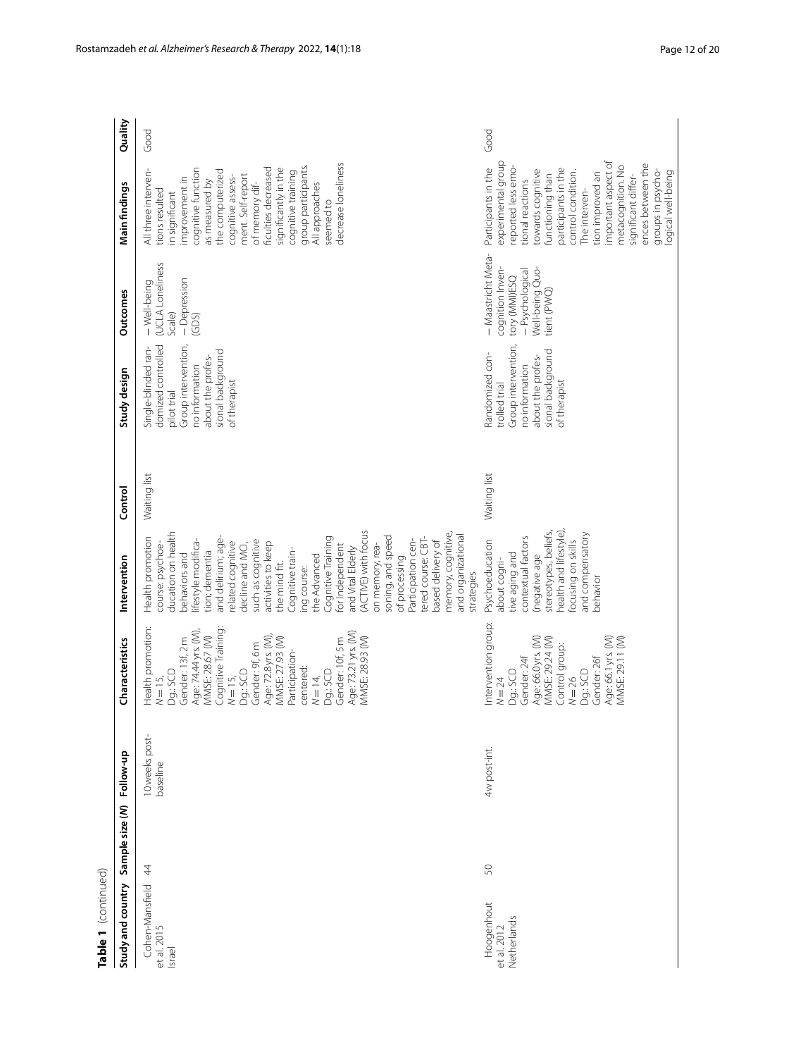**Table 1** (continued)

| Study and country | Sample size (N) | Follow-up | Characteristics | Intervention | Control | Study design | Outcomes | Main findings | Quality |
|---|---|---|---|---|---|---|---|---|---|
| Cohen-Mansfield et al. 2015 Israel | 44 | 10 weeks post-baseline | Health promotion: N = 15, Dg.: SCD Gender: 13f, 2 m Age: 74.44 yrs. (M), MMSE: 28.67 (M) Cognitive Training: N = 15, Dg.: SCD Gender: 9f, 6 m Age: 72.8 yrs. (M), MMSE: 27.93 (M) Participation-centered: N = 14, Dg.: SCD Gender: 10f, 5 m Age: 73.21 yrs. (M) MMSE: 28.93 (M) | Health promotion course: psychoeducation on health behaviors and lifestyle modification; dementia and delirium; age-related cognitive decline and MCI, such as cognitive activities to keep the mind fit. Cognitive training course: the Advanced Cognitive Training for Independent and Vital Elderly (ACTIVE) with focus on memory, reasoning, and speed of processing Participation centered course: CBT-based delivery of memory, cognitive, and organizational strategies | Waiting list | Single-blinded randomized controlled pilot trial Group intervention, no information about the professional background of therapist | – Well-being (UCLA Loneliness Scale) – Depression (GDS) | All three interventions resulted in significant improvement in cognitive function as measured by the computerized cognitive assessment. Self-report of memory difficulties decreased significantly in the cognitive training group participants. All approaches seemed to decrease loneliness | Good |
| Hoogenhout et al. 2012 Netherlands | 50 | 4w post-int. | Intervention group: N = 24 Dg.: SCD Gender: 24f Age: 66.0 yrs. (M) MMSE: 29.24 (M) Control group: N = 26 Dg.: SCD Gender: 26f Age: 66.1 yrs. (M) MMSE: 29.11 (M) | Psychoeducation about cognitive aging and contextual factors (negative age stereotypes, beliefs, health and lifestyle), focusing on skills and compensatory behavior | Waiting list | Randomized controlled trial Group intervention, no information about the professional background of therapist | – Maastricht Metacognition Inventory (MMIESQ – Psychological Well-being Quotient (PWQ) | Participants in the experimental group reported less emotional reactions towards cognitive functioning than participants in the control condition. The intervention improved an important aspect of metacognition. No significant differences between the groups in psychological well-being | Good |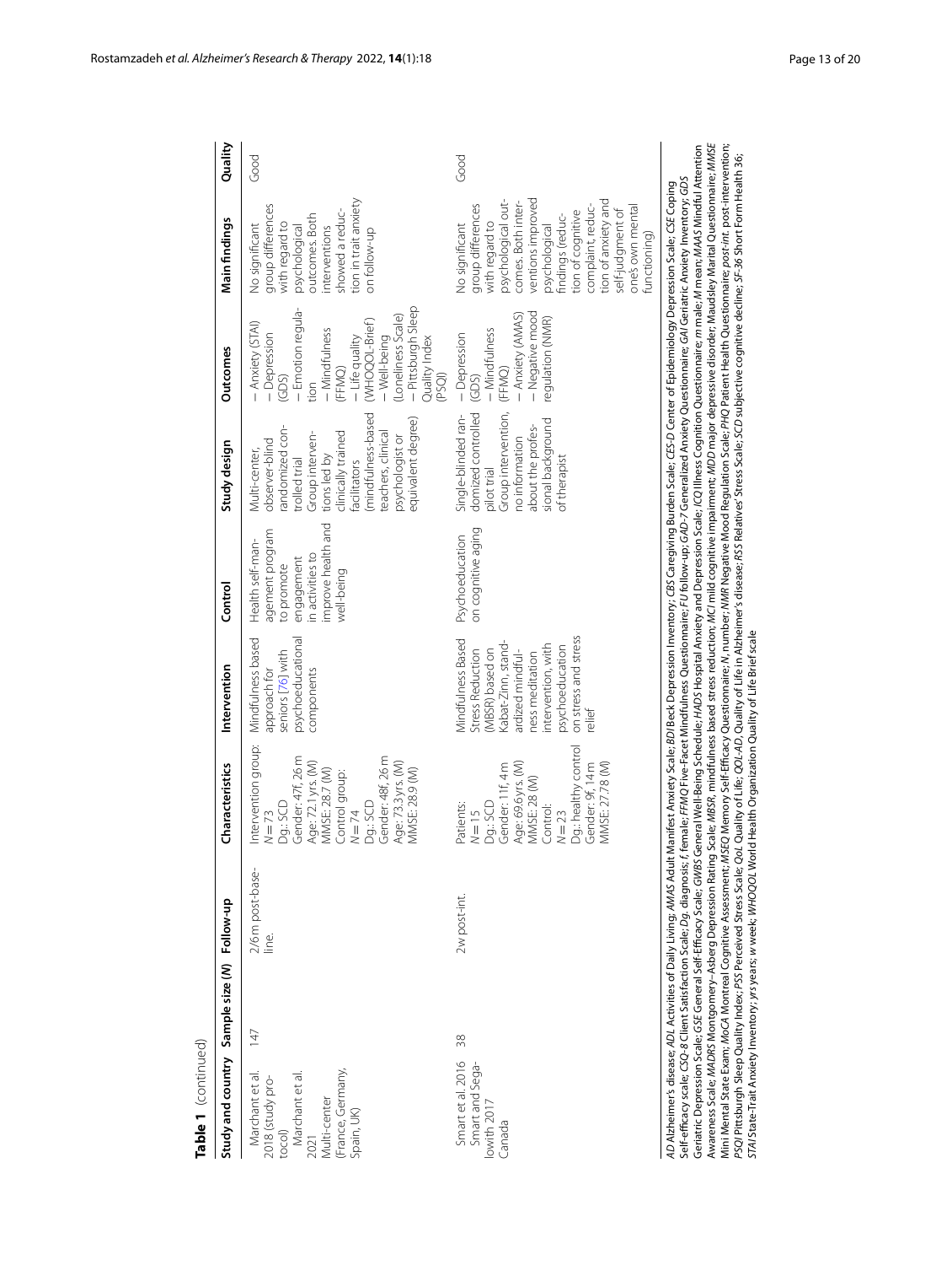**Table 1** (continued)

| Study and country | Sample size (N) | Follow-up | Characteristics | Intervention | Control | Study design | Outcomes | Main findings | Quality |
|---|---|---|---|---|---|---|---|---|---|
| Marchant et al. 2018 (study protocol) Marchant et al. 2021 Multi-center (France, Germany, Spain, UK) | 147 | 2/6 m post-baseline. | Intervention group: $N = 73$ Dg.: SCD Gender: 47f, 26 m Age: 72.1 yrs. (M) MMSE: 28.7 (M) Control group: $N = 74$ Dg.: SCD Gender: 48f, 26 m Age: 73.3 yrs. (M) MMSE: 28.9 (M) | Mindfulness based approach for seniors [76] with psychoeducational components | Health self-management program to promote engagement in activities to improve health and well-being | Multi-center, observer-blind randomized controlled trial Group interventions led by clinically trained facilitators (mindfulness-based teachers, clinical psychologist or equivalent degree) | – Anxiety (STAI) – Depression (GDS) – Emotion regulation – Mindfulness (FFMQ) – Life quality (WHOQOL-Brief) – Well-being (Loneliness Scale) – Pittsburgh Sleep Quality Index (PSQI) | No significant group differences with regard to psychological outcomes. Both interventions showed a reduction in trait anxiety on follow-up | Good |
| Smart et al. 2016 Smart and Segalowith 2017 Canada | 38 | 2w post-int. | Patients: $N = 15$ Dg.: SCD Gender: 11f, 4 m Age: 69.6 yrs. (M) MMSE: 28 (M) Control: $N = 23$ Dg.: healthy control Gender: 9f, 14 m MMSE: 27.78 (M) | Mindfulness Based Stress Reduction (MBSR) based on Kabat-Zinn, standardized mindfulness meditation intervention, with psychoeducation on stress and stress relief | Psychoeducation on cognitive aging | Single-blinded randomized controlled pilot trial Group intervention, no information about the professional background of therapist | – Depression (GDS) – Mindfulness (FFMQ) – Anxiety (AMAS) – Negative mood regulation (NMR) | No significant group differences with regard to psychological outcomes. Both interventions improved psychological findings (reduction of cognitive complaint, reduction of anxiety and self-judgment of one's own mental functioning) | Good |

*AD* Alzheimer's disease; *ADL* Activities of Daily Living; *AMAS* Adult Manifest Anxiety Scale; *BDI* Beck Depression Inventory; *CBS* Caregiving Burden Scale; *CES-D* Center of Epidemiology Depression Scale; *CSE* Coping Self-efficacy scale; *CSQ-8* Client Satisfaction Scale; *Dg.* diagnosis; *f* female; *FFMQ* Five-Facet Mindfulness Questionnaire; *FU* follow-up; *GAD-7* Generalized Anxiety Questionnaire; *GAI* Geriatric Anxiety Inventory; *GDS* Geriatric Depression Scale; *GSE* General Self-Efficacy Scale; *GWBS* General Well-Being Schedule; *HADS* Hospital Anxiety and Depression Scale; *ICQ* Illness Cognition Questionnaire; *m* male; *M* mean; *MAAS* Mindful Attention Awareness Scale; *MADRS* Montgomery–Asberg Depression Rating Scale; *MBSR*, mindfulness based stress reduction; *MCI* mild cognitive impairment; *MDD* major depressive disorder; Maudsley Marital Questionnaire; *MMSE* Mini Mental State Exam; *MoCA* Montreal Cognitive Assessment; *MSEQ* Memory Self-Efficacy Questionnaire; *N*, number; *NMR* Negative Mood Regulation Scale; *PHQ* Patient Health Questionnaire; *post-int.* post-intervention; *PSQI* Pittsburgh Sleep Quality Index; *PSS* Perceived Stress Scale; *QoL* Quality of Life; *QOL-AD*, Quality of Life in Alzheimer's disease; *RSS* Relatives' Stress Scale; *SCD* subjective cognitive decline; *SF-36* Short Form Health 36; *STAI* State-Trait Anxiety Inventory; *yrs* years; *w* week; *WHOQOL* World Health Organization Quality of Life Brief scale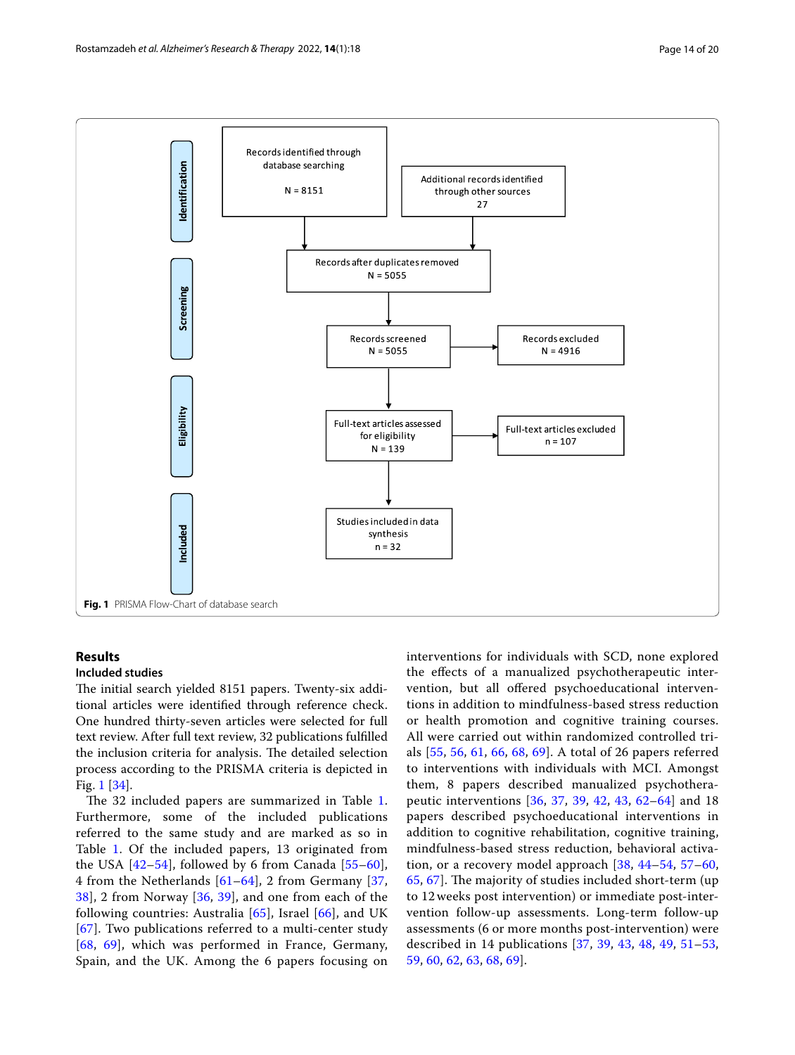**Identification**

Records identified through database searching
N = 8151

Additional records identified through other sources
27

**Screening**

Records after duplicates removed
N = 5055

Records screened
N = 5055

Records excluded
N = 4916

**Eligibility**

Full-text articles assessed for eligibility
N = 139

Full-text articles excluded
n = 107

**Included**

Studies included in data synthesis
n = 32

**Fig. 1** PRISMA Flow-Chart of database search

## Results

### Included studies

The initial search yielded 8151 papers. Twenty-six additional articles were identified through reference check. One hundred thirty-seven articles were selected for full text review. After full text review, 32 publications fulfilled the inclusion criteria for analysis. The detailed selection process according to the PRISMA criteria is depicted in Fig. 1 [34].

The 32 included papers are summarized in Table 1. Furthermore, some of the included publications referred to the same study and are marked as so in Table 1. Of the included papers, 13 originated from the USA [42–54], followed by 6 from Canada [55–60], 4 from the Netherlands [61–64], 2 from Germany [37, 38], 2 from Norway [36, 39], and one from each of the following countries: Australia [65], Israel [66], and UK [67]. Two publications referred to a multi-center study [68, 69], which was performed in France, Germany, Spain, and the UK. Among the 6 papers focusing on interventions for individuals with SCD, none explored the effects of a manualized psychotherapeutic intervention, but all offered psychoeducational interventions in addition to mindfulness-based stress reduction or health promotion and cognitive training courses. All were carried out within randomized controlled trials [55, 56, 61, 66, 68, 69]. A total of 26 papers referred to interventions with individuals with MCI. Amongst them, 8 papers described manualized psychotherapeutic interventions [36, 37, 39, 42, 43, 62–64] and 18 papers described psychoeducational interventions in addition to cognitive rehabilitation, cognitive training, mindfulness-based stress reduction, behavioral activation, or a recovery model approach [38, 44–54, 57–60, 65, 67]. The majority of studies included short-term (up to 12 weeks post intervention) or immediate post-intervention follow-up assessments. Long-term follow-up assessments (6 or more months post-intervention) were described in 14 publications [37, 39, 43, 48, 49, 51–53, 59, 60, 62, 63, 68, 69].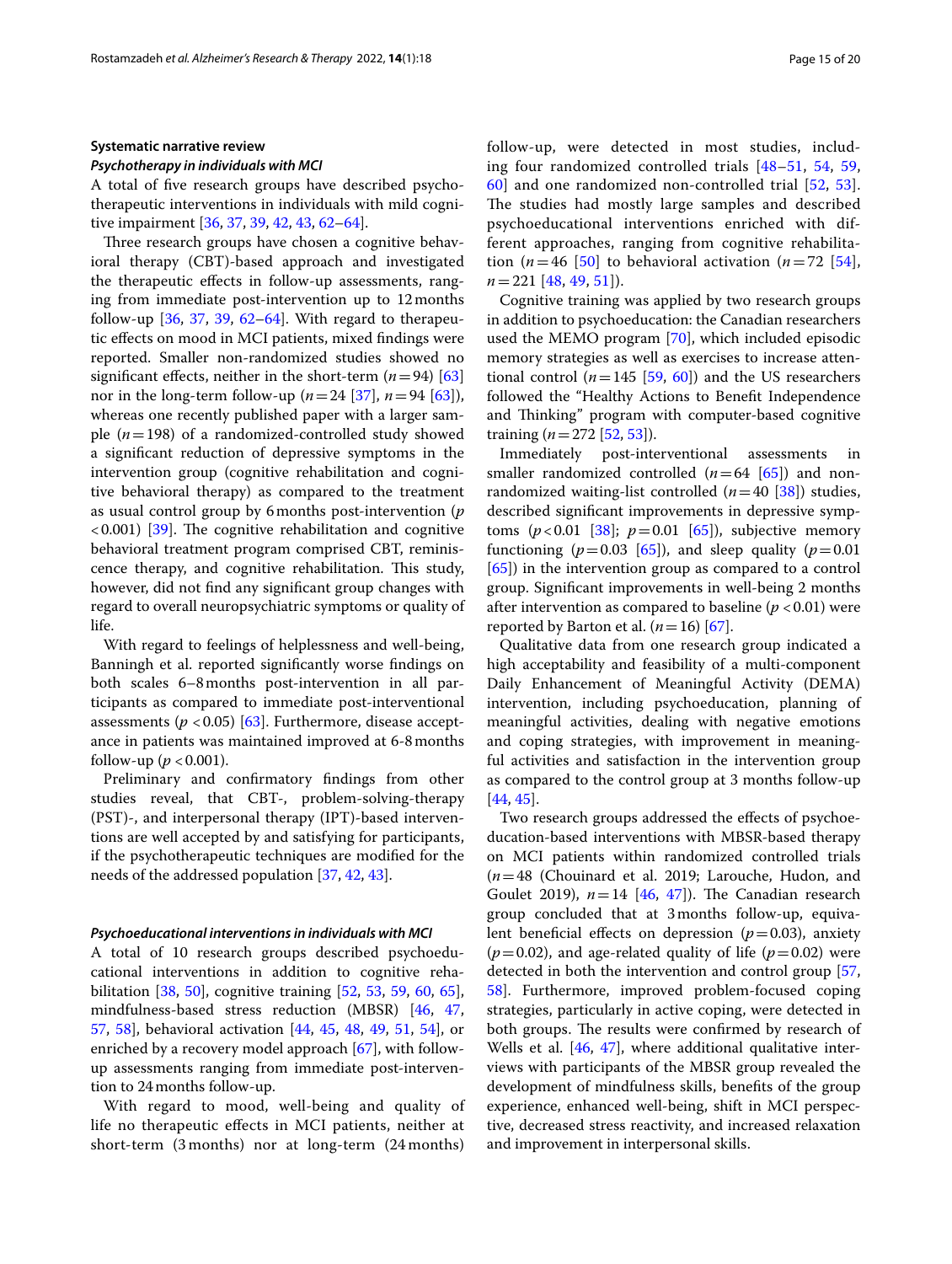## Systematic narrative review

### *Psychotherapy in individuals with MCI*

A total of five research groups have described psychotherapeutic interventions in individuals with mild cognitive impairment [36, 37, 39, 42, 43, 62–64].

Three research groups have chosen a cognitive behavioral therapy (CBT)-based approach and investigated the therapeutic effects in follow-up assessments, ranging from immediate post-intervention up to 12 months follow-up [36, 37, 39, 62–64]. With regard to therapeutic effects on mood in MCI patients, mixed findings were reported. Smaller non-randomized studies showed no significant effects, neither in the short-term ($n = 94$) [63] nor in the long-term follow-up ($n = 24$ [37], $n = 94$ [63]), whereas one recently published paper with a larger sample ($n = 198$) of a randomized-controlled study showed a significant reduction of depressive symptoms in the intervention group (cognitive rehabilitation and cognitive behavioral therapy) as compared to the treatment as usual control group by 6 months post-intervention ($p < 0.001$) [39]. The cognitive rehabilitation and cognitive behavioral treatment program comprised CBT, reminiscence therapy, and cognitive rehabilitation. This study, however, did not find any significant group changes with regard to overall neuropsychiatric symptoms or quality of life.

With regard to feelings of helplessness and well-being, Banningh et al. reported significantly worse findings on both scales 6–8 months post-intervention in all participants as compared to immediate post-interventional assessments ($p < 0.05$) [63]. Furthermore, disease acceptance in patients was maintained improved at 6-8 months follow-up ($p < 0.001$).

Preliminary and confirmatory findings from other studies reveal, that CBT-, problem-solving-therapy (PST)-, and interpersonal therapy (IPT)-based interventions are well accepted by and satisfying for participants, if the psychotherapeutic techniques are modified for the needs of the addressed population [37, 42, 43].

### *Psychoeducational interventions in individuals with MCI*

A total of 10 research groups described psychoeducational interventions in addition to cognitive rehabilitation [38, 50], cognitive training [52, 53, 59, 60, 65], mindfulness-based stress reduction (MBSR) [46, 47, 57, 58], behavioral activation [44, 45, 48, 49, 51, 54], or enriched by a recovery model approach [67], with follow-up assessments ranging from immediate post-intervention to 24 months follow-up.

With regard to mood, well-being and quality of life no therapeutic effects in MCI patients, neither at short-term (3 months) nor at long-term (24 months) follow-up, were detected in most studies, including four randomized controlled trials [48–51, 54, 59, 60] and one randomized non-controlled trial [52, 53]. The studies had mostly large samples and described psychoeducational interventions enriched with different approaches, ranging from cognitive rehabilitation ($n = 46$ [50] to behavioral activation ($n = 72$ [54], $n = 221$ [48, 49, 51]).

Cognitive training was applied by two research groups in addition to psychoeducation: the Canadian researchers used the MEMO program [70], which included episodic memory strategies as well as exercises to increase attentional control ($n = 145$ [59, 60]) and the US researchers followed the "Healthy Actions to Benefit Independence and Thinking" program with computer-based cognitive training ($n = 272$ [52, 53]).

Immediately post-interventional assessments in smaller randomized controlled ($n = 64$ [65]) and non-randomized waiting-list controlled ($n = 40$ [38]) studies, described significant improvements in depressive symptoms ($p < 0.01$ [38]; $p = 0.01$ [65]), subjective memory functioning ($p = 0.03$ [65]), and sleep quality ($p = 0.01$ [65]) in the intervention group as compared to a control group. Significant improvements in well-being 2 months after intervention as compared to baseline ($p < 0.01$) were reported by Barton et al. ($n = 16$) [67].

Qualitative data from one research group indicated a high acceptability and feasibility of a multi-component Daily Enhancement of Meaningful Activity (DEMA) intervention, including psychoeducation, planning of meaningful activities, dealing with negative emotions and coping strategies, with improvement in meaningful activities and satisfaction in the intervention group as compared to the control group at 3 months follow-up [44, 45].

Two research groups addressed the effects of psychoeducation-based interventions with MBSR-based therapy on MCI patients within randomized controlled trials ($n = 48$ (Chouinard et al. 2019; Larouche, Hudon, and Goulet 2019), $n = 14$ [46, 47]). The Canadian research group concluded that at 3 months follow-up, equivalent beneficial effects on depression ($p = 0.03$), anxiety ($p = 0.02$), and age-related quality of life ($p = 0.02$) were detected in both the intervention and control group [57, 58]. Furthermore, improved problem-focused coping strategies, particularly in active coping, were detected in both groups. The results were confirmed by research of Wells et al. [46, 47], where additional qualitative interviews with participants of the MBSR group revealed the development of mindfulness skills, benefits of the group experience, enhanced well-being, shift in MCI perspective, decreased stress reactivity, and increased relaxation and improvement in interpersonal skills.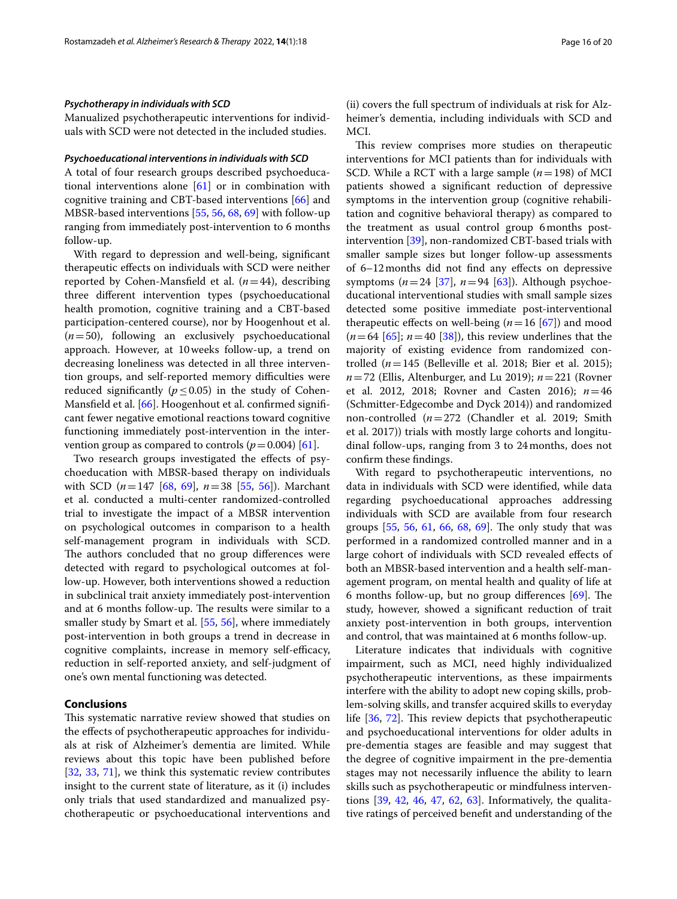#### *Psychotherapy in individuals with SCD*

Manualized psychotherapeutic interventions for individuals with SCD were not detected in the included studies.

#### *Psychoeducational interventions in individuals with SCD*

A total of four research groups described psychoeducational interventions alone [61] or in combination with cognitive training and CBT-based interventions [66] and MBSR-based interventions [55, 56, 68, 69] with follow-up ranging from immediately post-intervention to 6 months follow-up.

With regard to depression and well-being, significant therapeutic effects on individuals with SCD were neither reported by Cohen-Mansfield et al. ($n = 44$), describing three different intervention types (psychoeducational health promotion, cognitive training and a CBT-based participation-centered course), nor by Hoogenhout et al. ($n = 50$), following an exclusively psychoeducational approach. However, at 10 weeks follow-up, a trend on decreasing loneliness was detected in all three intervention groups, and self-reported memory difficulties were reduced significantly ($p \leq 0.05$) in the study of Cohen-Mansfield et al. [66]. Hoogenhout et al. confirmed significant fewer negative emotional reactions toward cognitive functioning immediately post-intervention in the intervention group as compared to controls ($p = 0.004$) [61].

Two research groups investigated the effects of psychoeducation with MBSR-based therapy on individuals with SCD ($n = 147$ [68, 69], $n = 38$ [55, 56]). Marchant et al. conducted a multi-center randomized-controlled trial to investigate the impact of a MBSR intervention on psychological outcomes in comparison to a health self-management program in individuals with SCD. The authors concluded that no group differences were detected with regard to psychological outcomes at follow-up. However, both interventions showed a reduction in subclinical trait anxiety immediately post-intervention and at 6 months follow-up. The results were similar to a smaller study by Smart et al. [55, 56], where immediately post-intervention in both groups a trend in decrease in cognitive complaints, increase in memory self-efficacy, reduction in self-reported anxiety, and self-judgment of one's own mental functioning was detected.

## Conclusions

This systematic narrative review showed that studies on the effects of psychotherapeutic approaches for individuals at risk of Alzheimer's dementia are limited. While reviews about this topic have been published before [32, 33, 71], we think this systematic review contributes insight to the current state of literature, as it (i) includes only trials that used standardized and manualized psychotherapeutic or psychoeducational interventions and (ii) covers the full spectrum of individuals at risk for Alzheimer's dementia, including individuals with SCD and MCI.

This review comprises more studies on therapeutic interventions for MCI patients than for individuals with SCD. While a RCT with a large sample ($n = 198$) of MCI patients showed a significant reduction of depressive symptoms in the intervention group (cognitive rehabilitation and cognitive behavioral therapy) as compared to the treatment as usual control group 6 months post-intervention [39], non-randomized CBT-based trials with smaller sample sizes but longer follow-up assessments of 6–12 months did not find any effects on depressive symptoms ($n = 24$ [37], $n = 94$ [63]). Although psychoeducational interventional studies with small sample sizes detected some positive immediate post-interventional therapeutic effects on well-being ($n = 16$ [67]) and mood ($n = 64$ [65]; $n = 40$ [38]), this review underlines that the majority of existing evidence from randomized controlled ($n = 145$ (Belleville et al. 2018; Bier et al. 2015); $n = 72$ (Ellis, Altenburger, and Lu 2019); $n = 221$ (Rovner et al. 2012, 2018; Rovner and Casten 2016); $n = 46$ (Schmitter-Edgecombe and Dyck 2014)) and randomized non-controlled ($n = 272$ (Chandler et al. 2019; Smith et al. 2017)) trials with mostly large cohorts and longitudinal follow-ups, ranging from 3 to 24 months, does not confirm these findings.

With regard to psychotherapeutic interventions, no data in individuals with SCD were identified, while data regarding psychoeducational approaches addressing individuals with SCD are available from four research groups [55, 56, 61, 66, 68, 69]. The only study that was performed in a randomized controlled manner and in a large cohort of individuals with SCD revealed effects of both an MBSR-based intervention and a health self-management program, on mental health and quality of life at 6 months follow-up, but no group differences [69]. The study, however, showed a significant reduction of trait anxiety post-intervention in both groups, intervention and control, that was maintained at 6 months follow-up.

Literature indicates that individuals with cognitive impairment, such as MCI, need highly individualized psychotherapeutic interventions, as these impairments interfere with the ability to adopt new coping skills, problem-solving skills, and transfer acquired skills to everyday life [36, 72]. This review depicts that psychotherapeutic and psychoeducational interventions for older adults in pre-dementia stages are feasible and may suggest that the degree of cognitive impairment in the pre-dementia stages may not necessarily influence the ability to learn skills such as psychotherapeutic or mindfulness interventions [39, 42, 46, 47, 62, 63]. Informatively, the qualitative ratings of perceived benefit and understanding of the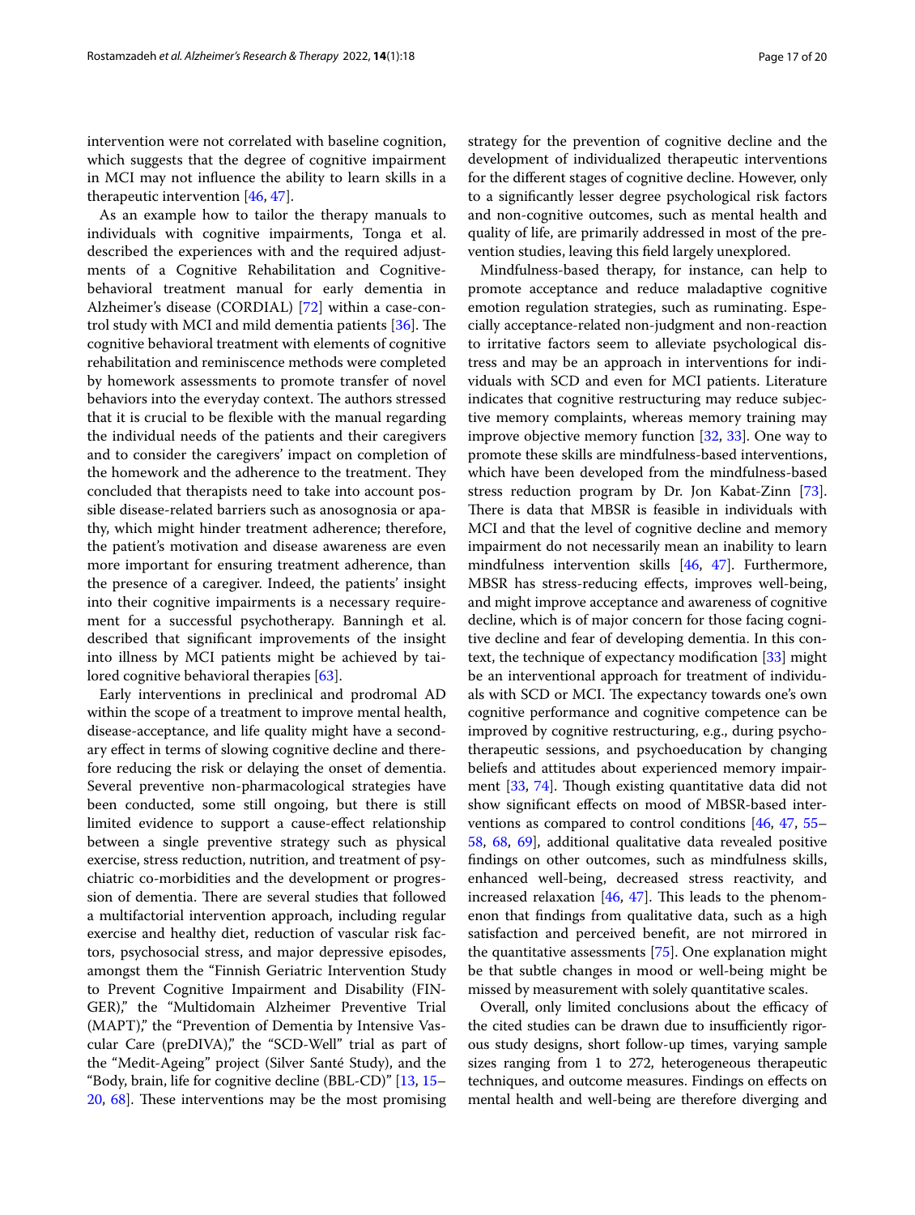intervention were not correlated with baseline cognition, which suggests that the degree of cognitive impairment in MCI may not influence the ability to learn skills in a therapeutic intervention [46, 47].

As an example how to tailor the therapy manuals to individuals with cognitive impairments, Tonga et al. described the experiences with and the required adjustments of a Cognitive Rehabilitation and Cognitive-behavioral treatment manual for early dementia in Alzheimer's disease (CORDIAL) [72] within a case-control study with MCI and mild dementia patients [36]. The cognitive behavioral treatment with elements of cognitive rehabilitation and reminiscence methods were completed by homework assessments to promote transfer of novel behaviors into the everyday context. The authors stressed that it is crucial to be flexible with the manual regarding the individual needs of the patients and their caregivers and to consider the caregivers' impact on completion of the homework and the adherence to the treatment. They concluded that therapists need to take into account possible disease-related barriers such as anosognosia or apathy, which might hinder treatment adherence; therefore, the patient's motivation and disease awareness are even more important for ensuring treatment adherence, than the presence of a caregiver. Indeed, the patients' insight into their cognitive impairments is a necessary requirement for a successful psychotherapy. Banningh et al. described that significant improvements of the insight into illness by MCI patients might be achieved by tailored cognitive behavioral therapies [63].

Early interventions in preclinical and prodromal AD within the scope of a treatment to improve mental health, disease-acceptance, and life quality might have a secondary effect in terms of slowing cognitive decline and therefore reducing the risk or delaying the onset of dementia. Several preventive non-pharmacological strategies have been conducted, some still ongoing, but there is still limited evidence to support a cause-effect relationship between a single preventive strategy such as physical exercise, stress reduction, nutrition, and treatment of psychiatric co-morbidities and the development or progression of dementia. There are several studies that followed a multifactorial intervention approach, including regular exercise and healthy diet, reduction of vascular risk factors, psychosocial stress, and major depressive episodes, amongst them the "Finnish Geriatric Intervention Study to Prevent Cognitive Impairment and Disability (FINGER)," the "Multidomain Alzheimer Preventive Trial (MAPT)," the "Prevention of Dementia by Intensive Vascular Care (preDIVA)," the "SCD-Well" trial as part of the "Medit-Ageing" project (Silver Santé Study), and the "Body, brain, life for cognitive decline (BBL-CD)" [13, 15–20, 68]. These interventions may be the most promising strategy for the prevention of cognitive decline and the development of individualized therapeutic interventions for the different stages of cognitive decline. However, only to a significantly lesser degree psychological risk factors and non-cognitive outcomes, such as mental health and quality of life, are primarily addressed in most of the prevention studies, leaving this field largely unexplored.

Mindfulness-based therapy, for instance, can help to promote acceptance and reduce maladaptive cognitive emotion regulation strategies, such as ruminating. Especially acceptance-related non-judgment and non-reaction to irritative factors seem to alleviate psychological distress and may be an approach in interventions for individuals with SCD and even for MCI patients. Literature indicates that cognitive restructuring may reduce subjective memory complaints, whereas memory training may improve objective memory function [32, 33]. One way to promote these skills are mindfulness-based interventions, which have been developed from the mindfulness-based stress reduction program by Dr. Jon Kabat-Zinn [73]. There is data that MBSR is feasible in individuals with MCI and that the level of cognitive decline and memory impairment do not necessarily mean an inability to learn mindfulness intervention skills [46, 47]. Furthermore, MBSR has stress-reducing effects, improves well-being, and might improve acceptance and awareness of cognitive decline, which is of major concern for those facing cognitive decline and fear of developing dementia. In this context, the technique of expectancy modification [33] might be an interventional approach for treatment of individuals with SCD or MCI. The expectancy towards one's own cognitive performance and cognitive competence can be improved by cognitive restructuring, e.g., during psychotherapeutic sessions, and psychoeducation by changing beliefs and attitudes about experienced memory impairment [33, 74]. Though existing quantitative data did not show significant effects on mood of MBSR-based interventions as compared to control conditions [46, 47, 55–58, 68, 69], additional qualitative data revealed positive findings on other outcomes, such as mindfulness skills, enhanced well-being, decreased stress reactivity, and increased relaxation [46, 47]. This leads to the phenomenon that findings from qualitative data, such as a high satisfaction and perceived benefit, are not mirrored in the quantitative assessments [75]. One explanation might be that subtle changes in mood or well-being might be missed by measurement with solely quantitative scales.

Overall, only limited conclusions about the efficacy of the cited studies can be drawn due to insufficiently rigorous study designs, short follow-up times, varying sample sizes ranging from 1 to 272, heterogeneous therapeutic techniques, and outcome measures. Findings on effects on mental health and well-being are therefore diverging and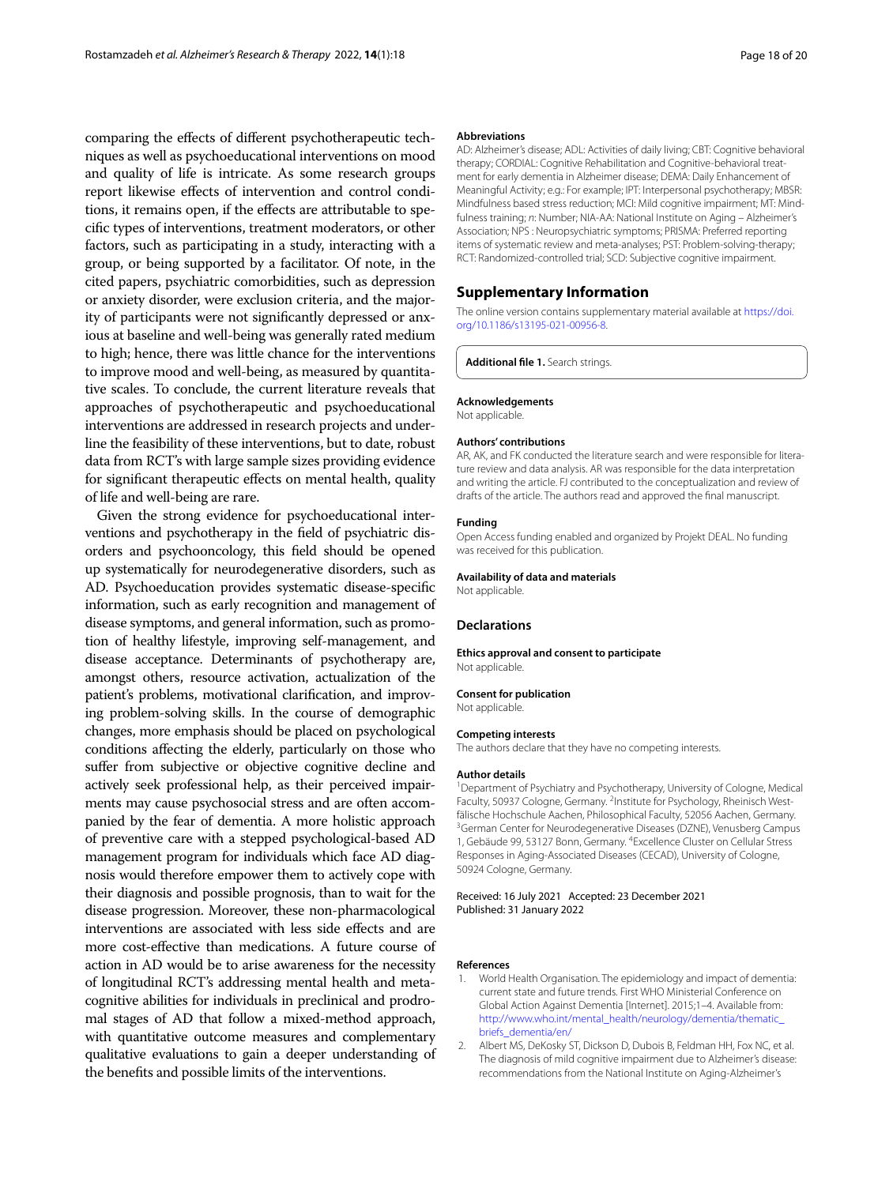comparing the effects of different psychotherapeutic techniques as well as psychoeducational interventions on mood and quality of life is intricate. As some research groups report likewise effects of intervention and control conditions, it remains open, if the effects are attributable to specific types of interventions, treatment moderators, or other factors, such as participating in a study, interacting with a group, or being supported by a facilitator. Of note, in the cited papers, psychiatric comorbidities, such as depression or anxiety disorder, were exclusion criteria, and the majority of participants were not significantly depressed or anxious at baseline and well-being was generally rated medium to high; hence, there was little chance for the interventions to improve mood and well-being, as measured by quantitative scales. To conclude, the current literature reveals that approaches of psychotherapeutic and psychoeducational interventions are addressed in research projects and underline the feasibility of these interventions, but to date, robust data from RCT's with large sample sizes providing evidence for significant therapeutic effects on mental health, quality of life and well-being are rare.

Given the strong evidence for psychoeducational interventions and psychotherapy in the field of psychiatric disorders and psychooncology, this field should be opened up systematically for neurodegenerative disorders, such as AD. Psychoeducation provides systematic disease-specific information, such as early recognition and management of disease symptoms, and general information, such as promotion of healthy lifestyle, improving self-management, and disease acceptance. Determinants of psychotherapy are, amongst others, resource activation, actualization of the patient's problems, motivational clarification, and improving problem-solving skills. In the course of demographic changes, more emphasis should be placed on psychological conditions affecting the elderly, particularly on those who suffer from subjective or objective cognitive decline and actively seek professional help, as their perceived impairments may cause psychosocial stress and are often accompanied by the fear of dementia. A more holistic approach of preventive care with a stepped psychological-based AD management program for individuals which face AD diagnosis would therefore empower them to actively cope with their diagnosis and possible prognosis, than to wait for the disease progression. Moreover, these non-pharmacological interventions are associated with less side effects and are more cost-effective than medications. A future course of action in AD would be to arise awareness for the necessity of longitudinal RCT's addressing mental health and metacognitive abilities for individuals in preclinical and prodromal stages of AD that follow a mixed-method approach, with quantitative outcome measures and complementary qualitative evaluations to gain a deeper understanding of the benefits and possible limits of the interventions.

#### Abbreviations

AD: Alzheimer's disease; ADL: Activities of daily living; CBT: Cognitive behavioral therapy; CORDIAL: Cognitive Rehabilitation and Cognitive-behavioral treatment for early dementia in Alzheimer disease; DEMA: Daily Enhancement of Meaningful Activity; e.g.: For example; IPT: Interpersonal psychotherapy; MBSR: Mindfulness based stress reduction; MCI: Mild cognitive impairment; MT: Mindfulness training; *n*: Number; NIA-AA: National Institute on Aging – Alzheimer's Association; NPS : Neuropsychiatric symptoms; PRISMA: Preferred reporting items of systematic review and meta-analyses; PST: Problem-solving-therapy; RCT: Randomized-controlled trial; SCD: Subjective cognitive impairment.

## Supplementary Information

The online version contains supplementary material available at https://doi.org/10.1186/s13195-021-00956-8.

**Additional file 1.** Search strings.

#### Acknowledgements

Not applicable.

#### Authors' contributions

AR, AK, and FK conducted the literature search and were responsible for literature review and data analysis. AR was responsible for the data interpretation and writing the article. FJ contributed to the conceptualization and review of drafts of the article. The authors read and approved the final manuscript.

#### Funding

Open Access funding enabled and organized by Projekt DEAL. No funding was received for this publication.

#### Availability of data and materials

Not applicable.

### Declarations

#### Ethics approval and consent to participate

Not applicable.

#### Consent for publication

Not applicable.

#### Competing interests

The authors declare that they have no competing interests.

#### Author details

[1]Department of Psychiatry and Psychotherapy, University of Cologne, Medical Faculty, 50937 Cologne, Germany. [2]Institute for Psychology, Rheinisch Westfälische Hochschule Aachen, Philosophical Faculty, 52056 Aachen, Germany. [3]German Center for Neurodegenerative Diseases (DZNE), Venusberg Campus 1, Gebäude 99, 53127 Bonn, Germany. [4]Excellence Cluster on Cellular Stress Responses in Aging-Associated Diseases (CECAD), University of Cologne, 50924 Cologne, Germany.

Received: 16 July 2021 Accepted: 23 December 2021
Published: 31 January 2022

#### References

1. World Health Organisation. The epidemiology and impact of dementia: current state and future trends. First WHO Ministerial Conference on Global Action Against Dementia [Internet]. 2015;1–4. Available from: http://www.who.int/mental_health/neurology/dementia/thematic_briefs_dementia/en/
2. Albert MS, DeKosky ST, Dickson D, Dubois B, Feldman HH, Fox NC, et al. The diagnosis of mild cognitive impairment due to Alzheimer's disease: recommendations from the National Institute on Aging-Alzheimer's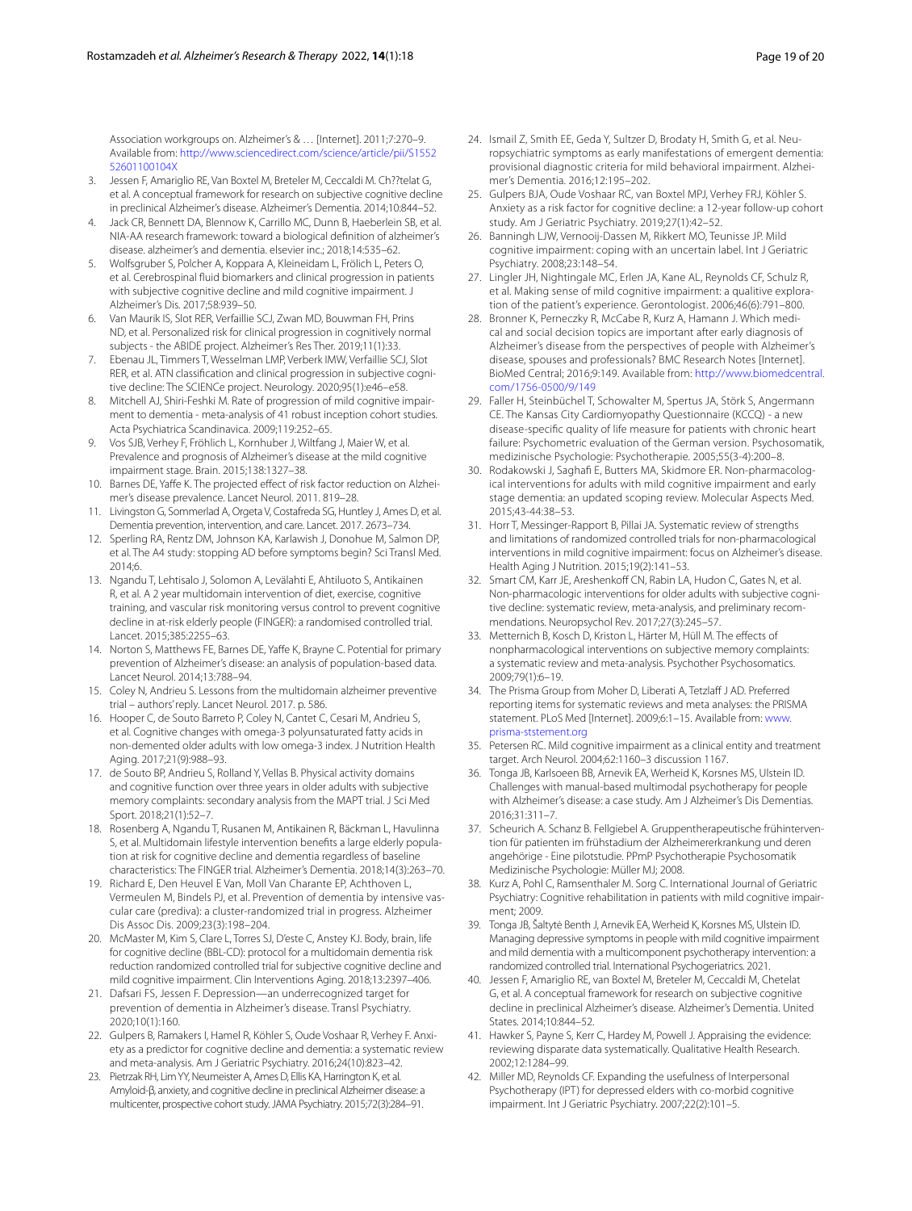Association workgroups on. Alzheimer's & … [Internet]. 2011;7:270–9. Available from: http://www.sciencedirect.com/science/article/pii/S1552 52601100104X

3. Jessen F, Amariglio RE, Van Boxtel M, Breteler M, Ceccaldi M. Ch??telat G, et al. A conceptual framework for research on subjective cognitive decline in preclinical Alzheimer's disease. Alzheimer's Dementia. 2014;10:844–52.
4. Jack CR, Bennett DA, Blennow K, Carrillo MC, Dunn B, Haeberlein SB, et al. NIA-AA research framework: toward a biological definition of alzheimer's disease. alzheimer's and dementia. elsevier inc.; 2018;14:535–62.
5. Wolfsgruber S, Polcher A, Koppara A, Kleineidam L, Frölich L, Peters O, et al. Cerebrospinal fluid biomarkers and clinical progression in patients with subjective cognitive decline and mild cognitive impairment. J Alzheimer's Dis. 2017;58:939–50.
6. Van Maurik IS, Slot RER, Verfaillie SCJ, Zwan MD, Bouwman FH, Prins ND, et al. Personalized risk for clinical progression in cognitively normal subjects - the ABIDE project. Alzheimer's Res Ther. 2019;11(1):33.
7. Ebenau JL, Timmers T, Wesselman LMP, Verberk IMW, Verfaillie SCJ, Slot RER, et al. ATN classification and clinical progression in subjective cognitive decline: The SCIENCe project. Neurology. 2020;95(1):e46–e58.
8. Mitchell AJ, Shiri-Feshki M. Rate of progression of mild cognitive impairment to dementia - meta-analysis of 41 robust inception cohort studies. Acta Psychiatrica Scandinavica. 2009;119:252–65.
9. Vos SJB, Verhey F, Fröhlich L, Kornhuber J, Wiltfang J, Maier W, et al. Prevalence and prognosis of Alzheimer's disease at the mild cognitive impairment stage. Brain. 2015;138:1327–38.
10. Barnes DE, Yaffe K. The projected effect of risk factor reduction on Alzheimer's disease prevalence. Lancet Neurol. 2011. 819–28.
11. Livingston G, Sommerlad A, Orgeta V, Costafreda SG, Huntley J, Ames D, et al. Dementia prevention, intervention, and care. Lancet. 2017. 2673–734.
12. Sperling RA, Rentz DM, Johnson KA, Karlawish J, Donohue M, Salmon DP, et al. The A4 study: stopping AD before symptoms begin? Sci Transl Med. 2014;6.
13. Ngandu T, Lehtisalo J, Solomon A, Levälahti E, Ahtiluoto S, Antikainen R, et al. A 2 year multidomain intervention of diet, exercise, cognitive training, and vascular risk monitoring versus control to prevent cognitive decline in at-risk elderly people (FINGER): a randomised controlled trial. Lancet. 2015;385:2255–63.
14. Norton S, Matthews FE, Barnes DE, Yaffe K, Brayne C. Potential for primary prevention of Alzheimer's disease: an analysis of population-based data. Lancet Neurol. 2014;13:788–94.
15. Coley N, Andrieu S. Lessons from the multidomain alzheimer preventive trial – authors' reply. Lancet Neurol. 2017. p. 586.
16. Hooper C, de Souto Barreto P, Coley N, Cantet C, Cesari M, Andrieu S, et al. Cognitive changes with omega-3 polyunsaturated fatty acids in non-demented older adults with low omega-3 index. J Nutrition Health Aging. 2017;21(9):988–93.
17. de Souto BP, Andrieu S, Rolland Y, Vellas B. Physical activity domains and cognitive function over three years in older adults with subjective memory complaints: secondary analysis from the MAPT trial. J Sci Med Sport. 2018;21(1):52–7.
18. Rosenberg A, Ngandu T, Rusanen M, Antikainen R, Bäckman L, Havulinna S, et al. Multidomain lifestyle intervention benefits a large elderly population at risk for cognitive decline and dementia regardless of baseline characteristics: The FINGER trial. Alzheimer's Dementia. 2018;14(3):263–70.
19. Richard E, Den Heuvel E Van, Moll Van Charante EP, Achthoven L, Vermeulen M, Bindels PJ, et al. Prevention of dementia by intensive vascular care (prediva): a cluster-randomized trial in progress. Alzheimer Dis Assoc Dis. 2009;23(3):198–204.
20. McMaster M, Kim S, Clare L, Torres SJ, D'este C, Anstey KJ. Body, brain, life for cognitive decline (BBL-CD): protocol for a multidomain dementia risk reduction randomized controlled trial for subjective cognitive decline and mild cognitive impairment. Clin Interventions Aging. 2018;13:2397–406.
21. Dafsari FS, Jessen F. Depression—an underrecognized target for prevention of dementia in Alzheimer's disease. Transl Psychiatry. 2020;10(1):160.
22. Gulpers B, Ramakers I, Hamel R, Köhler S, Oude Voshaar R, Verhey F. Anxiety as a predictor for cognitive decline and dementia: a systematic review and meta-analysis. Am J Geriatric Psychiatry. 2016;24(10):823–42.
23. Pietrzak RH, Lim YY, Neumeister A, Ames D, Ellis KA, Harrington K, et al. Amyloid-β, anxiety, and cognitive decline in preclinical Alzheimer disease: a multicenter, prospective cohort study. JAMA Psychiatry. 2015;72(3):284–91.
24. Ismail Z, Smith EE, Geda Y, Sultzer D, Brodaty H, Smith G, et al. Neuropsychiatric symptoms as early manifestations of emergent dementia: provisional diagnostic criteria for mild behavioral impairment. Alzheimer's Dementia. 2016;12:195–202.
25. Gulpers BJA, Oude Voshaar RC, van Boxtel MPJ, Verhey FRJ, Köhler S. Anxiety as a risk factor for cognitive decline: a 12-year follow-up cohort study. Am J Geriatric Psychiatry. 2019;27(1):42–52.
26. Banningh LJW, Vernooij-Dassen M, Rikkert MO, Teunisse JP. Mild cognitive impairment: coping with an uncertain label. Int J Geriatric Psychiatry. 2008;23:148–54.
27. Lingler JH, Nightingale MC, Erlen JA, Kane AL, Reynolds CF, Schulz R, et al. Making sense of mild cognitive impairment: a qualitative exploration of the patient's experience. Gerontologist. 2006;46(6):791–800.
28. Bronner K, Perneczky R, McCabe R, Kurz A, Hamann J. Which medical and social decision topics are important after early diagnosis of Alzheimer's disease from the perspectives of people with Alzheimer's disease, spouses and professionals? BMC Research Notes [Internet]. BioMed Central; 2016;9:149. Available from: http://www.biomedcentral.com/1756-0500/9/149
29. Faller H, Steinbüchel T, Schowalter M, Spertus JA, Störk S, Angermann CE. The Kansas City Cardiomyopathy Questionnaire (KCCQ) - a new disease-specific quality of life measure for patients with chronic heart failure: Psychometric evaluation of the German version. Psychosomatik, medizinische Psychologie: Psychotherapie. 2005;55(3-4):200–8.
30. Rodakowski J, Saghafi E, Butters MA, Skidmore ER. Non-pharmacological interventions for adults with mild cognitive impairment and early stage dementia: an updated scoping review. Molecular Aspects Med. 2015;43-44:38–53.
31. Horr T, Messinger-Rapport B, Pillai JA. Systematic review of strengths and limitations of randomized controlled trials for non-pharmacological interventions in mild cognitive impairment: focus on Alzheimer's disease. Health Aging J Nutrition. 2015;19(2):141–53.
32. Smart CM, Karr JE, Areshenkoff CN, Rabin LA, Hudon C, Gates N, et al. Non-pharmacologic interventions for older adults with subjective cognitive decline: systematic review, meta-analysis, and preliminary recommendations. Neuropsychol Rev. 2017;27(3):245–57.
33. Metternich B, Kosch D, Kriston L, Härter M, Hüll M. The effects of nonpharmacological interventions on subjective memory complaints: a systematic review and meta-analysis. Psychother Psychosomatics. 2009;79(1):6–19.
34. The Prisma Group from Moher D, Liberati A, Tetzlaff J AD. Preferred reporting items for systematic reviews and meta analyses: the PRISMA statement. PLoS Med [Internet]. 2009;6:1–15. Available from: www.prisma-ststement.org
35. Petersen RC. Mild cognitive impairment as a clinical entity and treatment target. Arch Neurol. 2004;62:1160–3 discussion 1167.
36. Tonga JB, Karlsoeen BB, Arnevik EA, Werheid K, Korsnes MS, Ulstein ID. Challenges with manual-based multimodal psychotherapy for people with Alzheimer's disease: a case study. Am J Alzheimer's Dis Dementias. 2016;31:311–7.
37. Scheurich A. Schanz B. Fellgiebel A. Gruppentherapeutische frühintervention für patienten im frühstadium der Alzheimererkrankung und deren angehörige - Eine pilotstudie. PPmP Psychotherapie Psychosomatik Medizinische Psychologie: Müller MJ; 2008.
38. Kurz A, Pohl C, Ramsenthaler M. Sorg C. International Journal of Geriatric Psychiatry: Cognitive rehabilitation in patients with mild cognitive impairment; 2009.
39. Tonga JB, Šaltytė Benth J, Arnevik EA, Werheid K, Korsnes MS, Ulstein ID. Managing depressive symptoms in people with mild cognitive impairment and mild dementia with a multicomponent psychotherapy intervention: a randomized controlled trial. International Psychogeriatrics. 2021.
40. Jessen F, Amariglio RE, van Boxtel M, Breteler M, Ceccaldi M, Chetelat G, et al. A conceptual framework for research on subjective cognitive decline in preclinical Alzheimer's disease. Alzheimer's Dementia. United States. 2014;10:844–52.
41. Hawker S, Payne S, Kerr C, Hardey M, Powell J. Appraising the evidence: reviewing disparate data systematically. Qualitative Health Research. 2002;12:1284–99.
42. Miller MD, Reynolds CF. Expanding the usefulness of Interpersonal Psychotherapy (IPT) for depressed elders with co-morbid cognitive impairment. Int J Geriatric Psychiatry. 2007;22(2):101–5.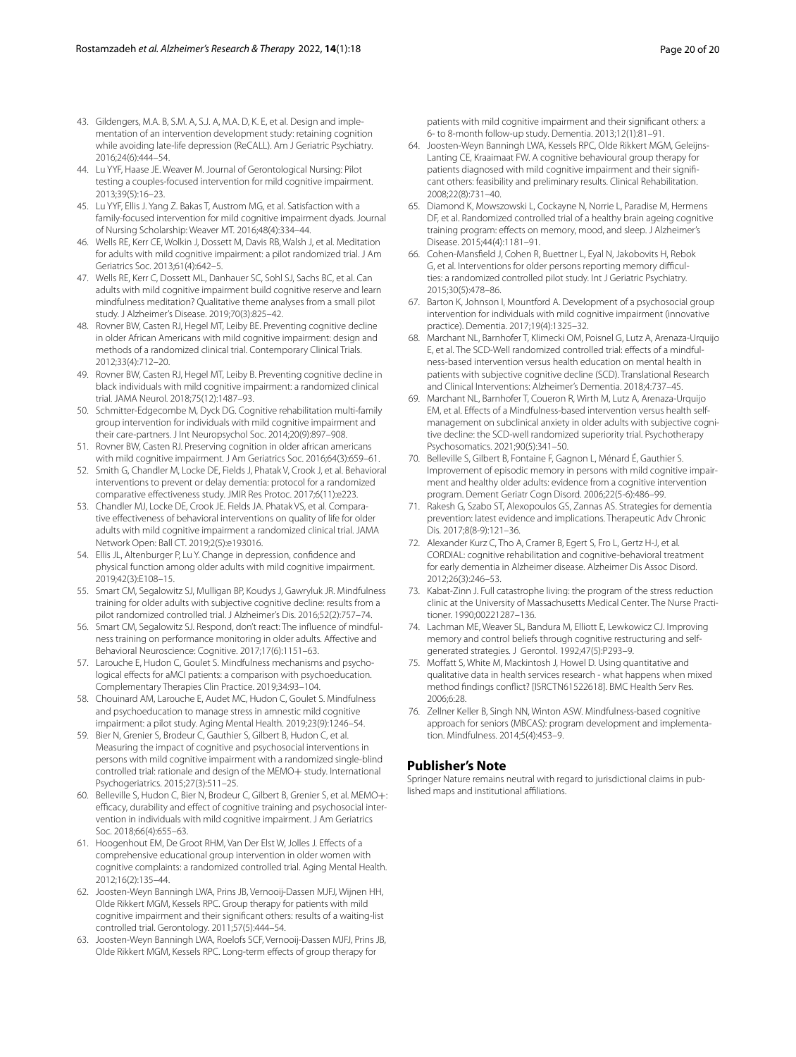43. Gildengers, M.A. B, S.M. A, S.J. A, M.A. D, K. E, et al. Design and implementation of an intervention development study: retaining cognition while avoiding late-life depression (ReCALL). Am J Geriatric Psychiatry. 2016;24(6):444–54.
44. Lu YYF, Haase JE. Weaver M. Journal of Gerontological Nursing: Pilot testing a couples-focused intervention for mild cognitive impairment. 2013;39(5):16–23.
45. Lu YYF, Ellis J. Yang Z. Bakas T, Austrom MG, et al. Satisfaction with a family-focused intervention for mild cognitive impairment dyads. Journal of Nursing Scholarship: Weaver MT. 2016;48(4):334–44.
46. Wells RE, Kerr CE, Wolkin J, Dossett M, Davis RB, Walsh J, et al. Meditation for adults with mild cognitive impairment: a pilot randomized trial. J Am Geriatrics Soc. 2013;61(4):642–5.
47. Wells RE, Kerr C, Dossett ML, Danhauer SC, Sohl SJ, Sachs BC, et al. Can adults with mild cognitive impairment build cognitive reserve and learn mindfulness meditation? Qualitative theme analyses from a small pilot study. J Alzheimer's Disease. 2019;70(3):825–42.
48. Rovner BW, Casten RJ, Hegel MT, Leiby BE. Preventing cognitive decline in older African Americans with mild cognitive impairment: design and methods of a randomized clinical trial. Contemporary Clinical Trials. 2012;33(4):712–20.
49. Rovner BW, Casten RJ, Hegel MT, Leiby B. Preventing cognitive decline in black individuals with mild cognitive impairment: a randomized clinical trial. JAMA Neurol. 2018;75(12):1487–93.
50. Schmitter-Edgecombe M, Dyck DG. Cognitive rehabilitation multi-family group intervention for individuals with mild cognitive impairment and their care-partners. J Int Neuropsychol Soc. 2014;20(9):897–908.
51. Rovner BW, Casten RJ. Preserving cognition in older african americans with mild cognitive impairment. J Am Geriatrics Soc. 2016;64(3):659–61.
52. Smith G, Chandler M, Locke DE, Fields J, Phatak V, Crook J, et al. Behavioral interventions to prevent or delay dementia: protocol for a randomized comparative effectiveness study. JMIR Res Protoc. 2017;6(11):e223.
53. Chandler MJ, Locke DE, Crook JE. Fields JA. Phatak VS, et al. Comparative effectiveness of behavioral interventions on quality of life for older adults with mild cognitive impairment a randomized clinical trial. JAMA Network Open: Ball CT. 2019;2(5):e193016.
54. Ellis JL, Altenburger P, Lu Y. Change in depression, confidence and physical function among older adults with mild cognitive impairment. 2019;42(3):E108–15.
55. Smart CM, Segalowitz SJ, Mulligan BP, Koudys J, Gawryluk JR. Mindfulness training for older adults with subjective cognitive decline: results from a pilot randomized controlled trial. J Alzheimer's Dis. 2016;52(2):757–74.
56. Smart CM, Segalowitz SJ. Respond, don't react: The influence of mindfulness training on performance monitoring in older adults. Affective and Behavioral Neuroscience: Cognitive. 2017;17(6):1151–63.
57. Larouche E, Hudon C, Goulet S. Mindfulness mechanisms and psychological effects for aMCI patients: a comparison with psychoeducation. Complementary Therapies Clin Practice. 2019;34:93–104.
58. Chouinard AM, Larouche E, Audet MC, Hudon C, Goulet S. Mindfulness and psychoeducation to manage stress in amnestic mild cognitive impairment: a pilot study. Aging Mental Health. 2019;23(9):1246–54.
59. Bier N, Grenier S, Brodeur C, Gauthier S, Gilbert B, Hudon C, et al. Measuring the impact of cognitive and psychosocial interventions in persons with mild cognitive impairment with a randomized single-blind controlled trial: rationale and design of the MEMO+ study. International Psychogeriatrics. 2015;27(3):511–25.
60. Belleville S, Hudon C, Bier N, Brodeur C, Gilbert B, Grenier S, et al. MEMO+: efficacy, durability and effect of cognitive training and psychosocial intervention in individuals with mild cognitive impairment. J Am Geriatrics Soc. 2018;66(4):655–63.
61. Hoogenhout EM, De Groot RHM, Van Der Elst W, Jolles J. Effects of a comprehensive educational group intervention in older women with cognitive complaints: a randomized controlled trial. Aging Mental Health. 2012;16(2):135–44.
62. Joosten-Weyn Banningh LWA, Prins JB, Vernooij-Dassen MJFJ, Wijnen HH, Olde Rikkert MGM, Kessels RPC. Group therapy for patients with mild cognitive impairment and their significant others: results of a waiting-list controlled trial. Gerontology. 2011;57(5):444–54.
63. Joosten-Weyn Banningh LWA, Roelofs SCF, Vernooij-Dassen MJFJ, Prins JB, Olde Rikkert MGM, Kessels RPC. Long-term effects of group therapy for patients with mild cognitive impairment and their significant others: a 6- to 8-month follow-up study. Dementia. 2013;12(1):81–91.
64. Joosten-Weyn Banningh LWA, Kessels RPC, Olde Rikkert MGM, Geleijns-Lanting CE, Kraaimaat FW. A cognitive behavioural group therapy for patients diagnosed with mild cognitive impairment and their significant others: feasibility and preliminary results. Clinical Rehabilitation. 2008;22(8):731–40.
65. Diamond K, Mowszowski L, Cockayne N, Norrie L, Paradise M, Hermens DF, et al. Randomized controlled trial of a healthy brain ageing cognitive training program: effects on memory, mood, and sleep. J Alzheimer's Disease. 2015;44(4):1181–91.
66. Cohen-Mansfield J, Cohen R, Buettner L, Eyal N, Jakobovits H, Rebok G, et al. Interventions for older persons reporting memory difficulties: a randomized controlled pilot study. Int J Geriatric Psychiatry. 2015;30(5):478–86.
67. Barton K, Johnson I, Mountford A. Development of a psychosocial group intervention for individuals with mild cognitive impairment (innovative practice). Dementia. 2017;19(4):1325–32.
68. Marchant NL, Barnhofer T, Klimecki OM, Poisnel G, Lutz A, Arenaza-Urquijo E, et al. The SCD-Well randomized controlled trial: effects of a mindfulness-based intervention versus health education on mental health in patients with subjective cognitive decline (SCD). Translational Research and Clinical Interventions: Alzheimer's Dementia. 2018;4:737–45.
69. Marchant NL, Barnhofer T, Coueron R, Wirth M, Lutz A, Arenaza-Urquijo EM, et al. Effects of a Mindfulness-based intervention versus health self-management on subclinical anxiety in older adults with subjective cognitive decline: the SCD-well randomized superiority trial. Psychotherapy Psychosomatics. 2021;90(5):341–50.
70. Belleville S, Gilbert B, Fontaine F, Gagnon L, Ménard É, Gauthier S. Improvement of episodic memory in persons with mild cognitive impairment and healthy older adults: evidence from a cognitive intervention program. Dement Geriatr Cogn Disord. 2006;22(5-6):486–99.
71. Rakesh G, Szabo ST, Alexopoulos GS, Zannas AS. Strategies for dementia prevention: latest evidence and implications. Therapeutic Adv Chronic Dis. 2017;8(8-9):121–36.
72. Alexander Kurz C, Tho A, Cramer B, Egert S, Fro L, Gertz H-J, et al. CORDIAL: cognitive rehabilitation and cognitive-behavioral treatment for early dementia in Alzheimer disease. Alzheimer Dis Assoc Disord. 2012;26(3):246–53.
73. Kabat-Zinn J. Full catastrophe living: the program of the stress reduction clinic at the University of Massachusetts Medical Center. The Nurse Practitioner. 1990;00221287–136.
74. Lachman ME, Weaver SL, Bandura M, Elliott E, Lewkowicz CJ. Improving memory and control beliefs through cognitive restructuring and self-generated strategies. J Gerontol. 1992;47(5):P293–9.
75. Moffatt S, White M, Mackintosh J, Howel D. Using quantitative and qualitative data in health services research - what happens when mixed method findings conflict? [ISRCTN61522618]. BMC Health Serv Res. 2006;6:28.
76. Zellner Keller B, Singh NN, Winton ASW. Mindfulness-based cognitive approach for seniors (MBCAS): program development and implementation. Mindfulness. 2014;5(4):453–9.

## Publisher's Note

Springer Nature remains neutral with regard to jurisdictional claims in published maps and institutional affiliations.